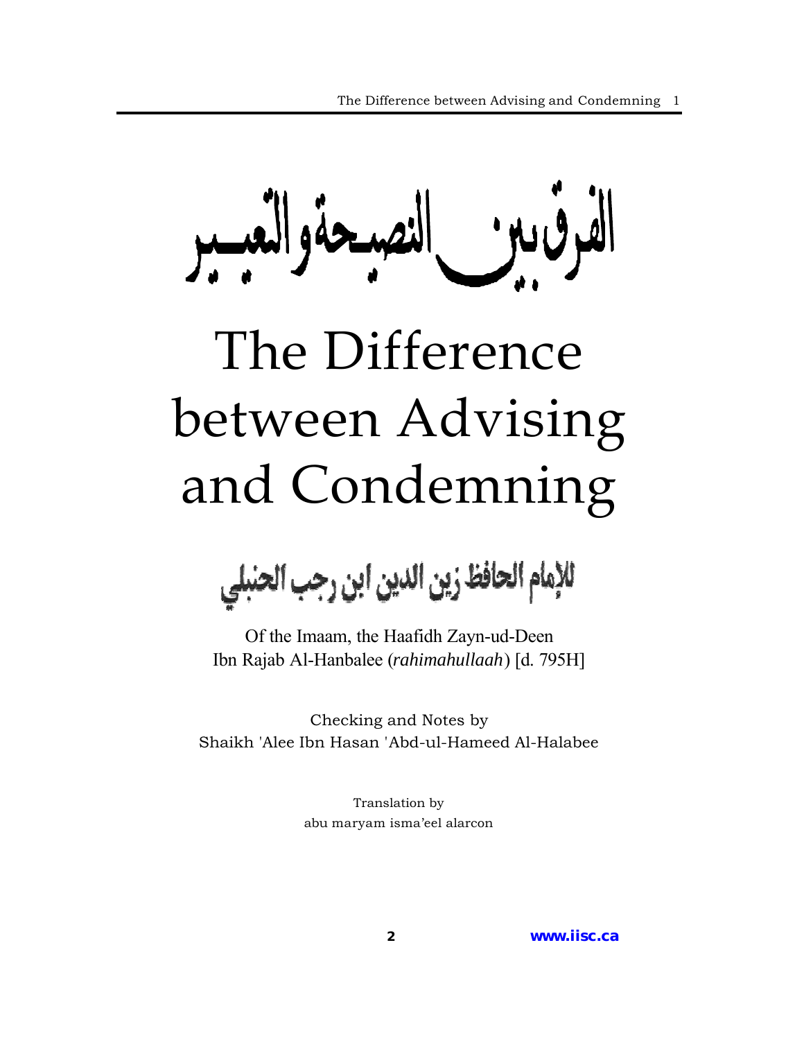# الفرق بين النصيحة والتعيير

# The Difference between Advising and Condemning

للإمام الحافظ زين الدين ابن رجب الحنبلي

Of the Imaam, the Haafidh Zayn-ud-Deen
Ibn Rajab Al-Hanbalee (*rahimahullaah*) [d. 795H]

Checking and Notes by
Shaikh 'Alee Ibn Hasan 'Abd-ul-Hameed Al-Halabee

Translation by
abu maryam isma'eel alarcon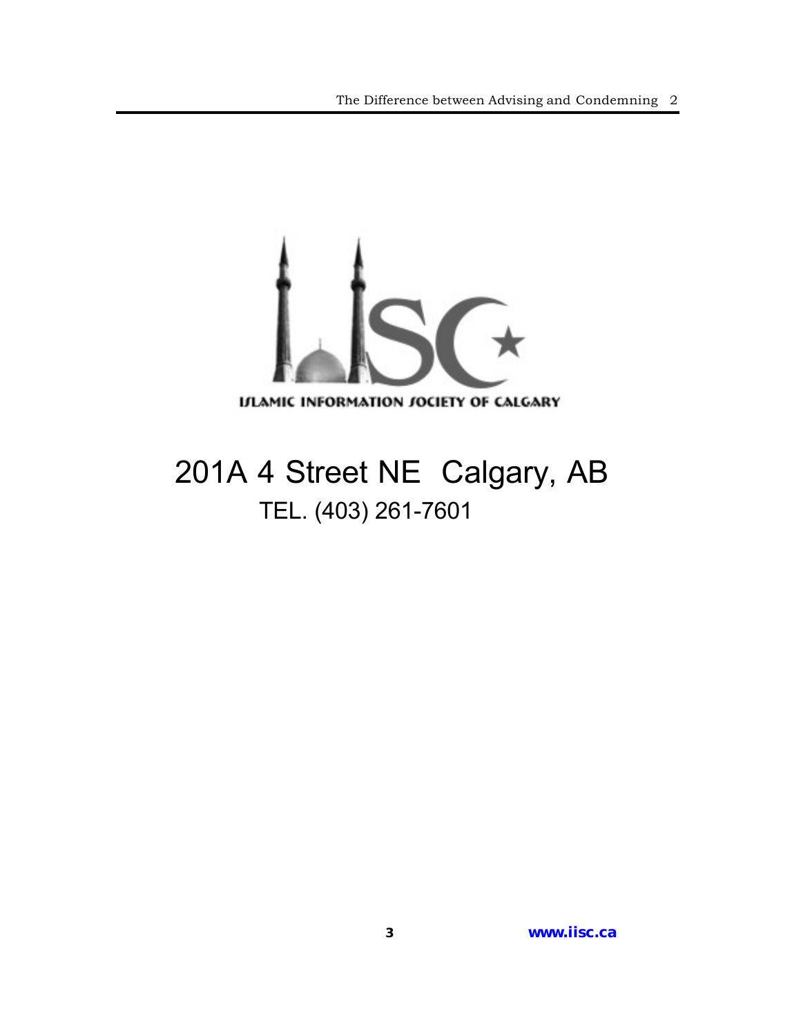ISLAMIC INFORMATION SOCIETY OF CALGARY

201A 4 Street NE Calgary, AB

TEL. (403) 261-7601

www.iisc.ca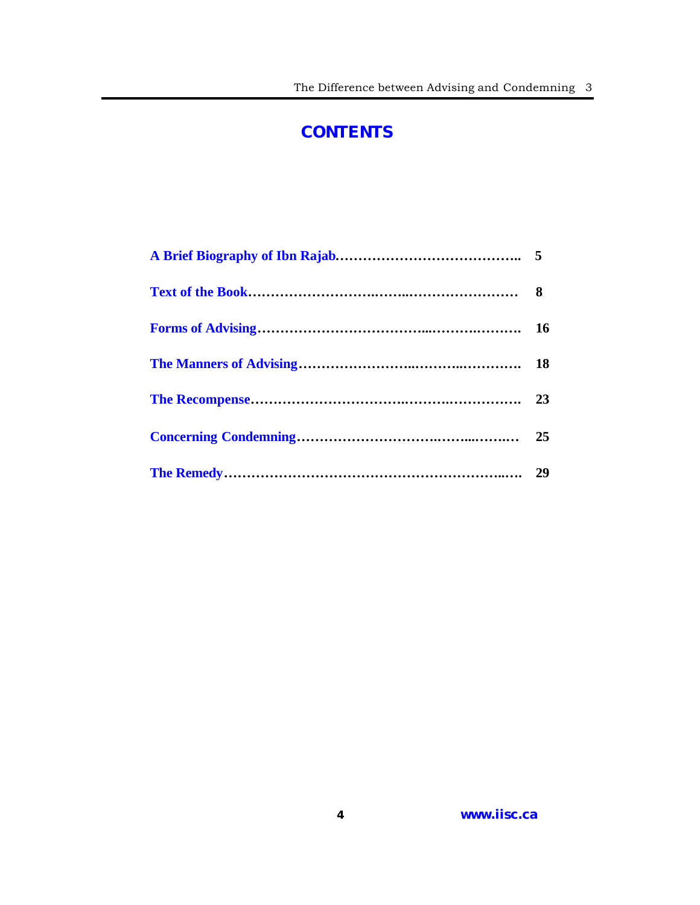# CONTENTS

| | |
|---|---|
| A Brief Biography of Ibn Rajab | 5 |
| Text of the Book | 8 |
| Forms of Advising | 16 |
| The Manners of Advising | 18 |
| The Recompense | 23 |
| Concerning Condemning | 25 |
| The Remedy | 29 |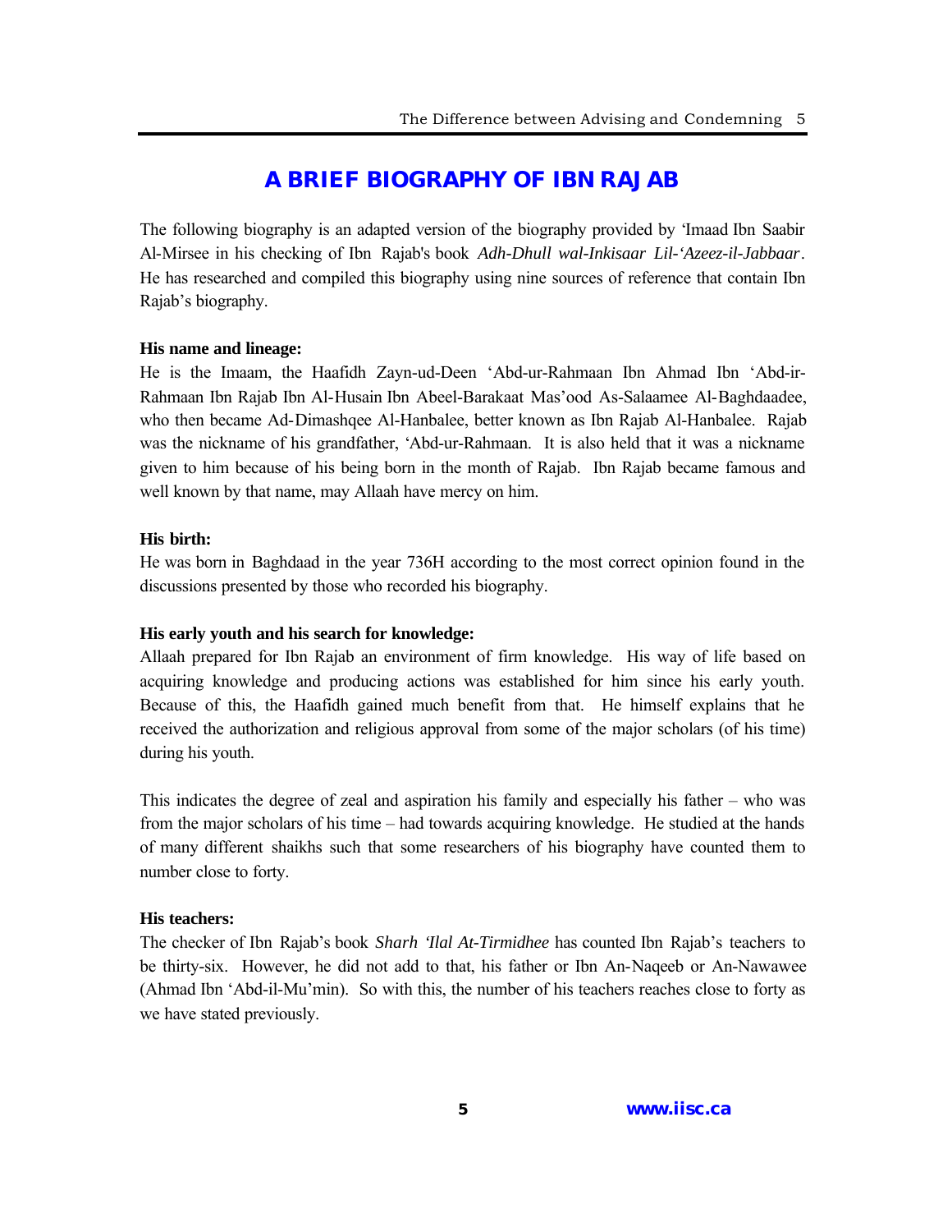# A BRIEF BIOGRAPHY OF IBN RAJAB

The following biography is an adapted version of the biography provided by 'Imaad Ibn Saabir Al-Mirsee in his checking of Ibn Rajab's book *Adh-Dhull wal-Inkisaar Lil-'Azeez-il-Jabbaar*. He has researched and compiled this biography using nine sources of reference that contain Ibn Rajab's biography.

**His name and lineage:**

He is the Imaam, the Haafidh Zayn-ud-Deen 'Abd-ur-Rahmaan Ibn Ahmad Ibn 'Abd-ir-Rahmaan Ibn Rajab Ibn Al-Husain Ibn Abeel-Barakaat Mas'ood As-Salaamee Al-Baghdaadee, who then became Ad-Dimashqee Al-Hanbalee, better known as Ibn Rajab Al-Hanbalee. Rajab was the nickname of his grandfather, 'Abd-ur-Rahmaan. It is also held that it was a nickname given to him because of his being born in the month of Rajab. Ibn Rajab became famous and well known by that name, may Allaah have mercy on him.

**His birth:**

He was born in Baghdaad in the year 736H according to the most correct opinion found in the discussions presented by those who recorded his biography.

**His early youth and his search for knowledge:**

Allaah prepared for Ibn Rajab an environment of firm knowledge. His way of life based on acquiring knowledge and producing actions was established for him since his early youth. Because of this, the Haafidh gained much benefit from that. He himself explains that he received the authorization and religious approval from some of the major scholars (of his time) during his youth.

This indicates the degree of zeal and aspiration his family and especially his father – who was from the major scholars of his time – had towards acquiring knowledge. He studied at the hands of many different shaikhs such that some researchers of his biography have counted them to number close to forty.

**His teachers:**

The checker of Ibn Rajab's book *Sharh 'Ilal At-Tirmidhee* has counted Ibn Rajab's teachers to be thirty-six. However, he did not add to that, his father or Ibn An-Naqeeb or An-Nawawee (Ahmad Ibn 'Abd-il-Mu'min). So with this, the number of his teachers reaches close to forty as we have stated previously.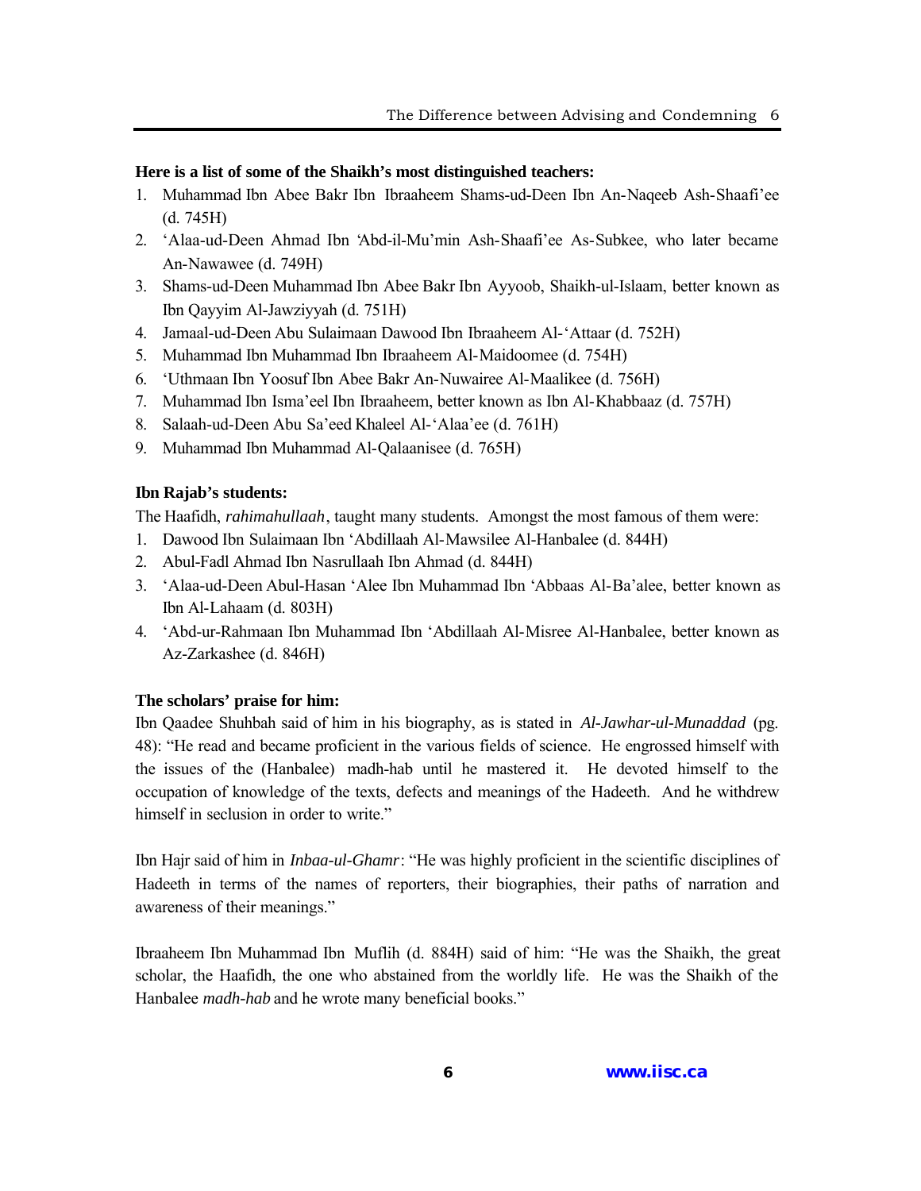**Here is a list of some of the Shaikh's most distinguished teachers:**

1. Muhammad Ibn Abee Bakr Ibn Ibraaheem Shams-ud-Deen Ibn An-Naqeeb Ash-Shaafi'ee (d. 745H)
2. 'Alaa-ud-Deen Ahmad Ibn 'Abd-il-Mu'min Ash-Shaafi'ee As-Subkee, who later became An-Nawawee (d. 749H)
3. Shams-ud-Deen Muhammad Ibn Abee Bakr Ibn Ayyoob, Shaikh-ul-Islaam, better known as Ibn Qayyim Al-Jawziyyah (d. 751H)
4. Jamaal-ud-Deen Abu Sulaimaan Dawood Ibn Ibraaheem Al-'Attaar (d. 752H)
5. Muhammad Ibn Muhammad Ibn Ibraaheem Al-Maidoomee (d. 754H)
6. 'Uthmaan Ibn Yoosuf Ibn Abee Bakr An-Nuwairee Al-Maalikee (d. 756H)
7. Muhammad Ibn Isma'eel Ibn Ibraaheem, better known as Ibn Al-Khabbaaz (d. 757H)
8. Salaah-ud-Deen Abu Sa'eed Khaleel Al-'Alaa'ee (d. 761H)
9. Muhammad Ibn Muhammad Al-Qalaanisee (d. 765H)

**Ibn Rajab's students:**

The Haafidh, *rahimahullaah*, taught many students. Amongst the most famous of them were:

1. Dawood Ibn Sulaimaan Ibn 'Abdillaah Al-Mawsilee Al-Hanbalee (d. 844H)
2. Abul-Fadl Ahmad Ibn Nasrullaah Ibn Ahmad (d. 844H)
3. 'Alaa-ud-Deen Abul-Hasan 'Alee Ibn Muhammad Ibn 'Abbaas Al-Ba'alee, better known as Ibn Al-Lahaam (d. 803H)
4. 'Abd-ur-Rahmaan Ibn Muhammad Ibn 'Abdillaah Al-Misree Al-Hanbalee, better known as Az-Zarkashee (d. 846H)

**The scholars' praise for him:**

Ibn Qaadee Shuhbah said of him in his biography, as is stated in *Al-Jawhar-ul-Munaddad* (pg. 48): "He read and became proficient in the various fields of science. He engrossed himself with the issues of the (Hanbalee) madh-hab until he mastered it. He devoted himself to the occupation of knowledge of the texts, defects and meanings of the Hadeeth. And he withdrew himself in seclusion in order to write."

Ibn Hajr said of him in *Inbaa-ul-Ghamr*: "He was highly proficient in the scientific disciplines of Hadeeth in terms of the names of reporters, their biographies, their paths of narration and awareness of their meanings."

Ibraaheem Ibn Muhammad Ibn Muflih (d. 884H) said of him: "He was the Shaikh, the great scholar, the Haafidh, the one who abstained from the worldly life. He was the Shaikh of the Hanbalee *madh-hab* and he wrote many beneficial books."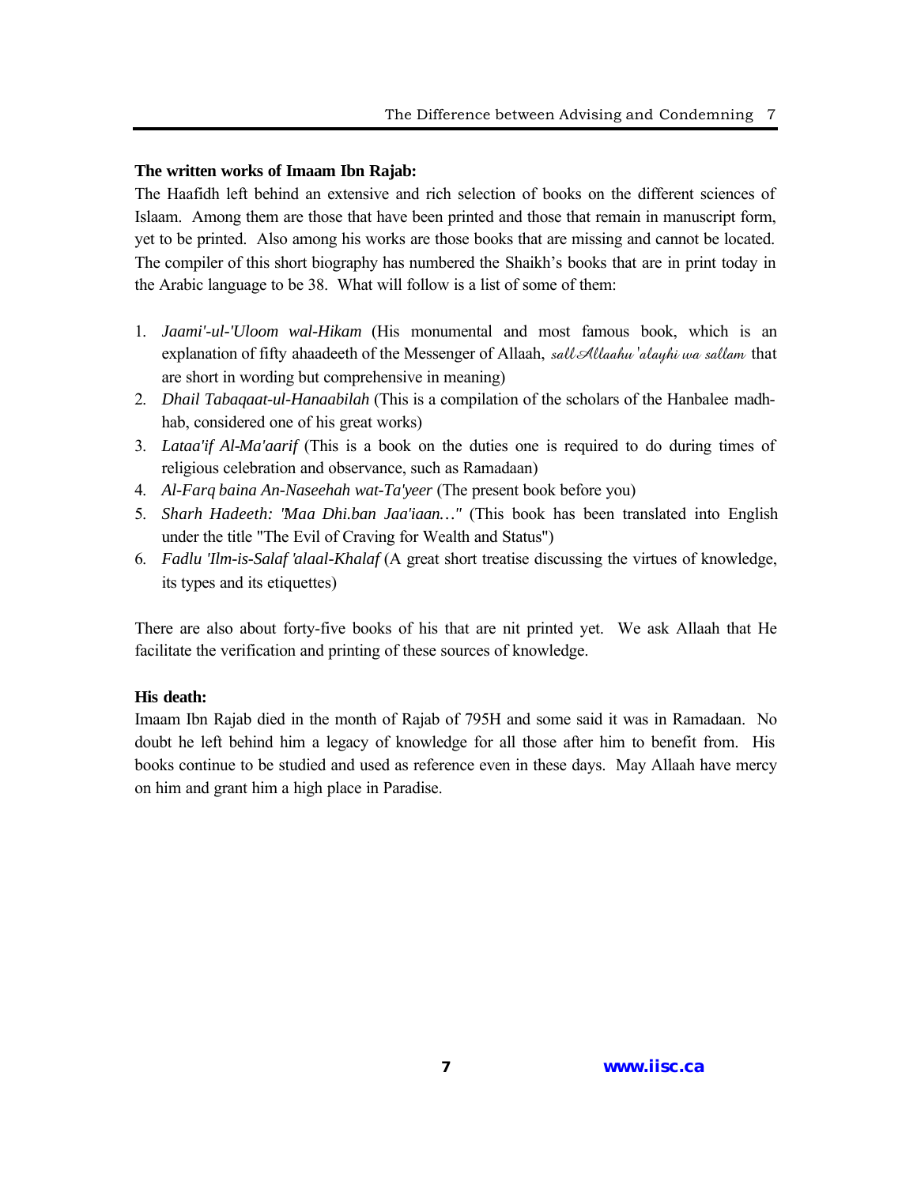**The written works of Imaam Ibn Rajab:**

The Haafidh left behind an extensive and rich selection of books on the different sciences of Islaam. Among them are those that have been printed and those that remain in manuscript form, yet to be printed. Also among his works are those books that are missing and cannot be located. The compiler of this short biography has numbered the Shaikh's books that are in print today in the Arabic language to be 38. What will follow is a list of some of them:

1. *Jaami'-ul-'Uloom wal-Hikam* (His monumental and most famous book, which is an explanation of fifty ahaadeeth of the Messenger of Allaah, *sall Allaahu 'alayhi wa sallam* that are short in wording but comprehensive in meaning)
2. *Dhail Tabaqaat-ul-Hanaabilah* (This is a compilation of the scholars of the Hanbalee madh-hab, considered one of his great works)
3. *Lataa'if Al-Ma'aarif* (This is a book on the duties one is required to do during times of religious celebration and observance, such as Ramadaan)
4. *Al-Farq baina An-Naseehah wat-Ta'yeer* (The present book before you)
5. *Sharh Hadeeth: 'Maa Dhi.ban Jaa'iaan…"* (This book has been translated into English under the title "The Evil of Craving for Wealth and Status")
6. *Fadlu 'Ilm-is-Salaf 'alaal-Khalaf* (A great short treatise discussing the virtues of knowledge, its types and its etiquettes)

There are also about forty-five books of his that are nit printed yet. We ask Allaah that He facilitate the verification and printing of these sources of knowledge.

**His death:**

Imaam Ibn Rajab died in the month of Rajab of 795H and some said it was in Ramadaan. No doubt he left behind him a legacy of knowledge for all those after him to benefit from. His books continue to be studied and used as reference even in these days. May Allaah have mercy on him and grant him a high place in Paradise.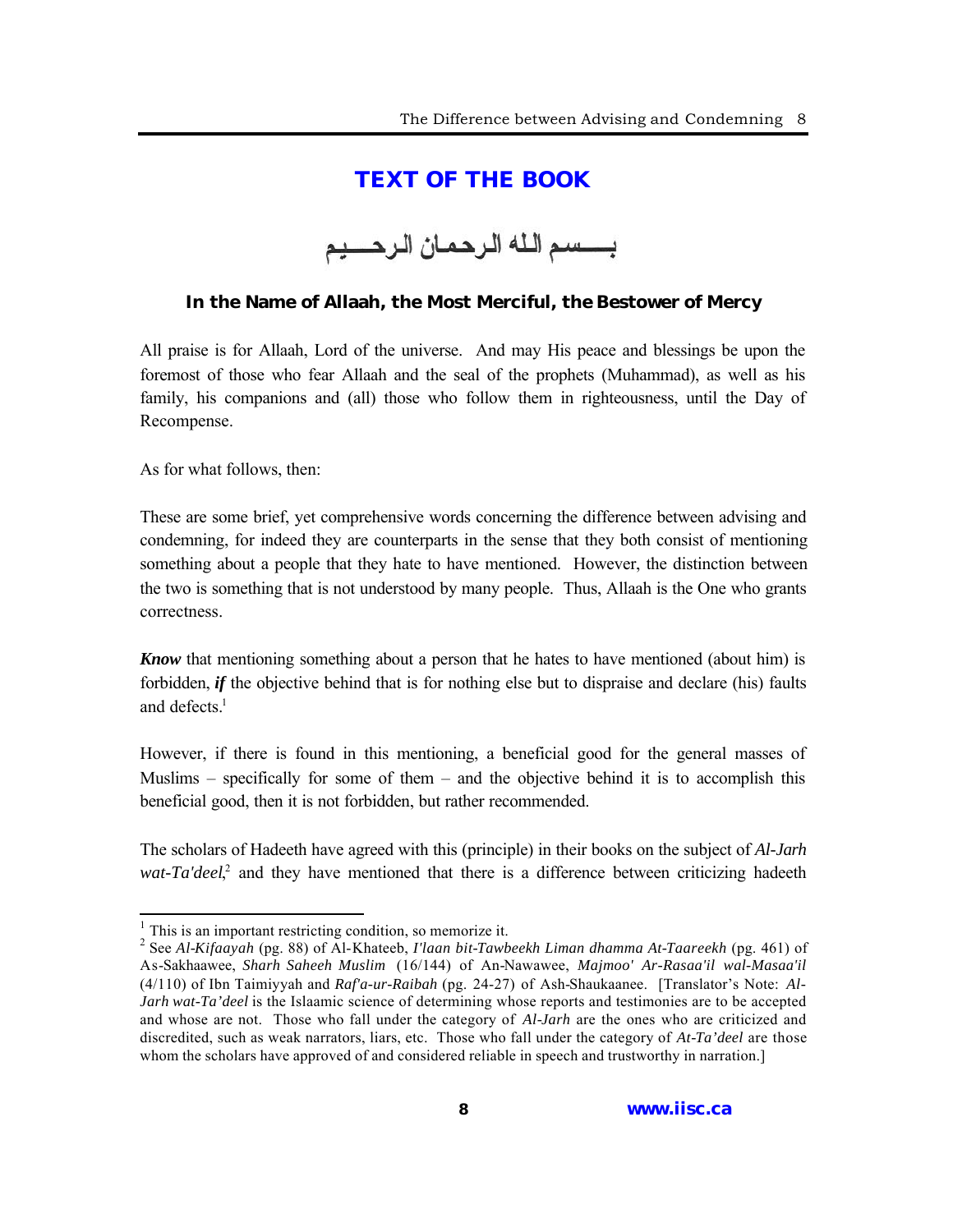# TEXT OF THE BOOK

بســـسم الله الرحمان الرحـــيم

**In the Name of Allaah, the Most Merciful, the Bestower of Mercy**

All praise is for Allaah, Lord of the universe. And may His peace and blessings be upon the foremost of those who fear Allaah and the seal of the prophets (Muhammad), as well as his family, his companions and (all) those who follow them in righteousness, until the Day of Recompense.

As for what follows, then:

These are some brief, yet comprehensive words concerning the difference between advising and condemning, for indeed they are counterparts in the sense that they both consist of mentioning something about a people that they hate to have mentioned. However, the distinction between the two is something that is not understood by many people. Thus, Allaah is the One who grants correctness.

***Know*** that mentioning something about a person that he hates to have mentioned (about him) is forbidden, ***if*** the objective behind that is for nothing else but to dispraise and declare (his) faults and defects.[1]

However, if there is found in this mentioning, a beneficial good for the general masses of Muslims – specifically for some of them – and the objective behind it is to accomplish this beneficial good, then it is not forbidden, but rather recommended.

The scholars of Hadeeth have agreed with this (principle) in their books on the subject of *Al-Jarh wat-Ta'deel*,[2] and they have mentioned that there is a difference between criticizing hadeeth

---

[1] This is an important restricting condition, so memorize it.

[2] See *Al-Kifaayah* (pg. 88) of Al-Khateeb, *I'laan bit-Tawbeekh Liman dhamma At-Taareekh* (pg. 461) of As-Sakhaawee, *Sharh Saheeh Muslim* (16/144) of An-Nawawee, *Majmoo' Ar-Rasaa'il wal-Masaa'il* (4/110) of Ibn Taimiyyah and *Raf'a-ur-Raibah* (pg. 24-27) of Ash-Shaukaanee. [Translator's Note: *Al-Jarh wat-Ta'deel* is the Islaamic science of determining whose reports and testimonies are to be accepted and whose are not. Those who fall under the category of *Al-Jarh* are the ones who are criticized and discredited, such as weak narrators, liars, etc. Those who fall under the category of *At-Ta'deel* are those whom the scholars have approved of and considered reliable in speech and trustworthy in narration.]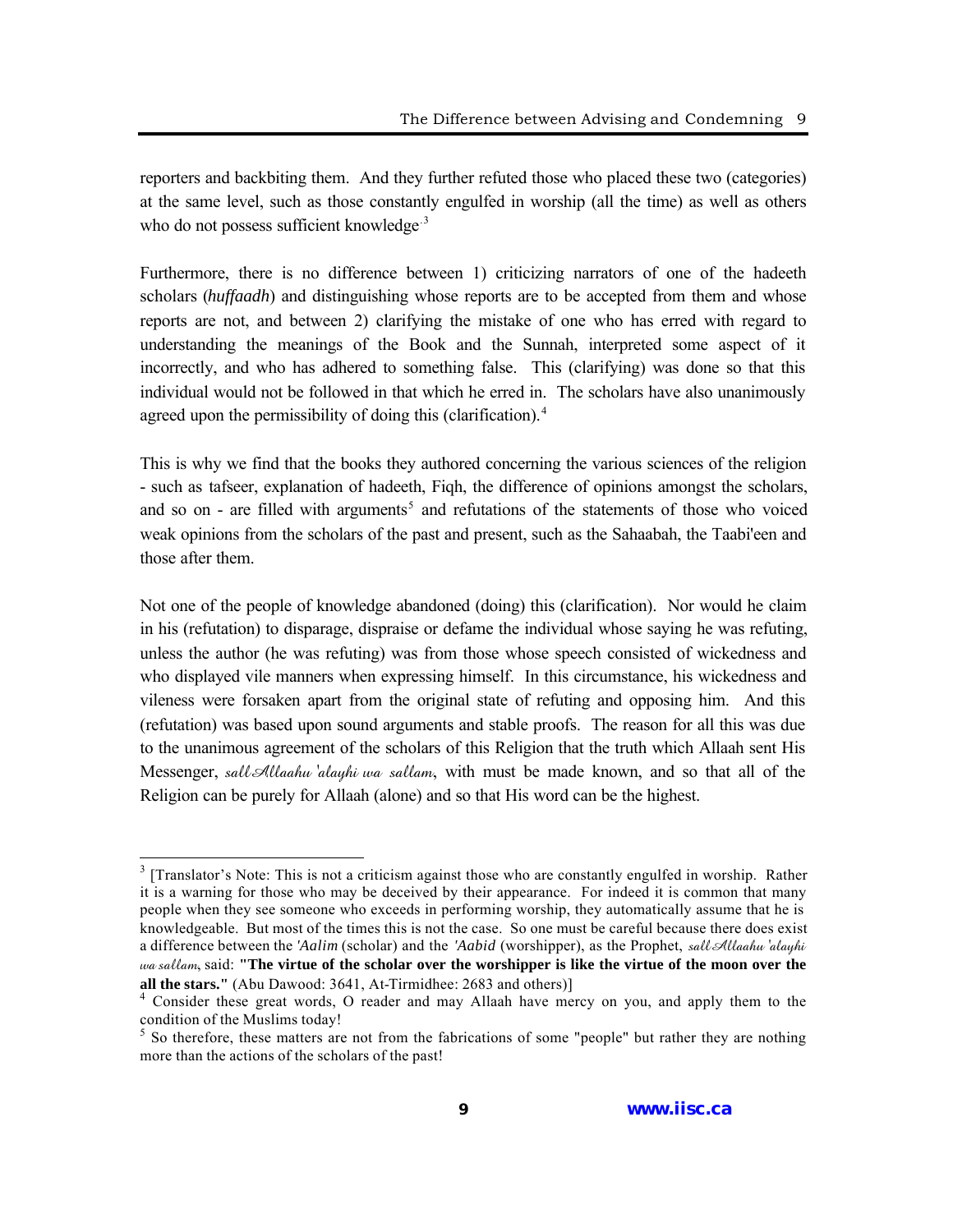reporters and backbiting them. And they further refuted those who placed these two (categories) at the same level, such as those constantly engulfed in worship (all the time) as well as others who do not possess sufficient knowledge.[3]

Furthermore, there is no difference between 1) criticizing narrators of one of the hadeeth scholars (*huffaadh*) and distinguishing whose reports are to be accepted from them and whose reports are not, and between 2) clarifying the mistake of one who has erred with regard to understanding the meanings of the Book and the Sunnah, interpreted some aspect of it incorrectly, and who has adhered to something false. This (clarifying) was done so that this individual would not be followed in that which he erred in. The scholars have also unanimously agreed upon the permissibility of doing this (clarification).[4]

This is why we find that the books they authored concerning the various sciences of the religion - such as tafseer, explanation of hadeeth, Fiqh, the difference of opinions amongst the scholars, and so on - are filled with arguments[5] and refutations of the statements of those who voiced weak opinions from the scholars of the past and present, such as the Sahaabah, the Taabi'een and those after them.

Not one of the people of knowledge abandoned (doing) this (clarification). Nor would he claim in his (refutation) to disparage, dispraise or defame the individual whose saying he was refuting, unless the author (he was refuting) was from those whose speech consisted of wickedness and who displayed vile manners when expressing himself. In this circumstance, his wickedness and vileness were forsaken apart from the original state of refuting and opposing him. And this (refutation) was based upon sound arguments and stable proofs. The reason for all this was due to the unanimous agreement of the scholars of this Religion that the truth which Allaah sent His Messenger, *sallAllaahu 'alayhi wa sallam*, with must be made known, and so that all of the Religion can be purely for Allaah (alone) and so that His word can be the highest.

---

[3] [Translator's Note: This is not a criticism against those who are constantly engulfed in worship. Rather it is a warning for those who may be deceived by their appearance. For indeed it is common that many people when they see someone who exceeds in performing worship, they automatically assume that he is knowledgeable. But most of the times this is not the case. So one must be careful because there does exist a difference between the *'Aalim* (scholar) and the *'Aabid* (worshipper), as the Prophet, *sallAllaahu 'alayhi wa sallam*, said: **"The virtue of the scholar over the worshipper is like the virtue of the moon over the all the stars."** (Abu Dawood: 3641, At-Tirmidhee: 2683 and others)]

[4] Consider these great words, O reader and may Allaah have mercy on you, and apply them to the condition of the Muslims today!

[5] So therefore, these matters are not from the fabrications of some "people" but rather they are nothing more than the actions of the scholars of the past!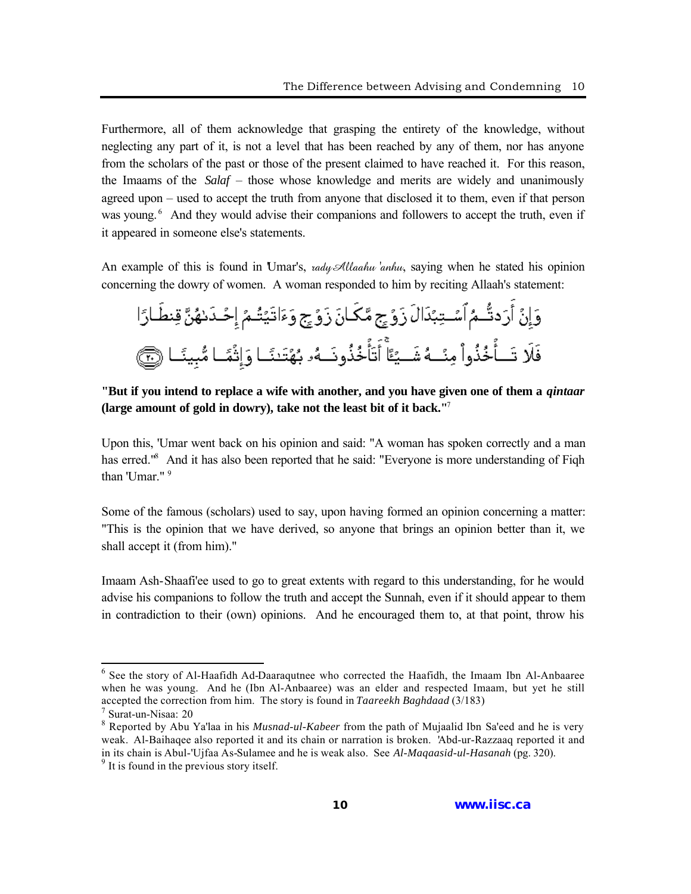Furthermore, all of them acknowledge that grasping the entirety of the knowledge, without neglecting any part of it, is not a level that has been reached by any of them, nor has anyone from the scholars of the past or those of the present claimed to have reached it. For this reason, the Imaams of the *Salaf* – those whose knowledge and merits are widely and unanimously agreed upon – used to accept the truth from anyone that disclosed it to them, even if that person was young.[6] And they would advise their companions and followers to accept the truth, even if it appeared in someone else's statements.

An example of this is found in 'Umar's, *rady Allaahu 'anhu*, saying when he stated his opinion concerning the dowry of women. A woman responded to him by reciting Allaah's statement:

وَإِنْ أَرَدتُّمُ ٱسْتِبْدَالَ زَوْجٍ مَّكَانَ زَوْجٍ وَءَاتَيْتُمْ إِحْدَىٰهُنَّ قِنطَارًا فَلَا تَأْخُذُوا۟ مِنْهُ شَيْـًٔا ۚ أَتَأْخُذُونَهُۥ بُهْتَـٰنًا وَإِثْمًا مُّبِينًا ﴿٢٠﴾

**"But if you intend to replace a wife with another, and you have given one of them a *qintaar* (large amount of gold in dowry), take not the least bit of it back."**[7]

Upon this, 'Umar went back on his opinion and said: "A woman has spoken correctly and a man has erred."[8] And it has also been reported that he said: "Everyone is more understanding of Fiqh than 'Umar." [9]

Some of the famous (scholars) used to say, upon having formed an opinion concerning a matter: "This is the opinion that we have derived, so anyone that brings an opinion better than it, we shall accept it (from him)."

Imaam Ash-Shaafi'ee used to go to great extents with regard to this understanding, for he would advise his companions to follow the truth and accept the Sunnah, even if it should appear to them in contradiction to their (own) opinions. And he encouraged them to, at that point, throw his

---

[6] See the story of Al-Haafidh Ad-Daaraqutnee who corrected the Haafidh, the Imaam Ibn Al-Anbaaree when he was young. And he (Ibn Al-Anbaaree) was an elder and respected Imaam, but yet he still accepted the correction from him. The story is found in *Taareekh Baghdaad* (3/183)

[7] Surat-un-Nisaa: 20

[8] Reported by Abu Ya'laa in his *Musnad-ul-Kabeer* from the path of Mujaalid Ibn Sa'eed and he is very weak. Al-Baihaqee also reported it and its chain or narration is broken. 'Abd-ur-Razzaaq reported it and in its chain is Abul-'Ujfaa As-Sulamee and he is weak also. See *Al-Maqaasid-ul-Hasanah* (pg. 320).

[9] It is found in the previous story itself.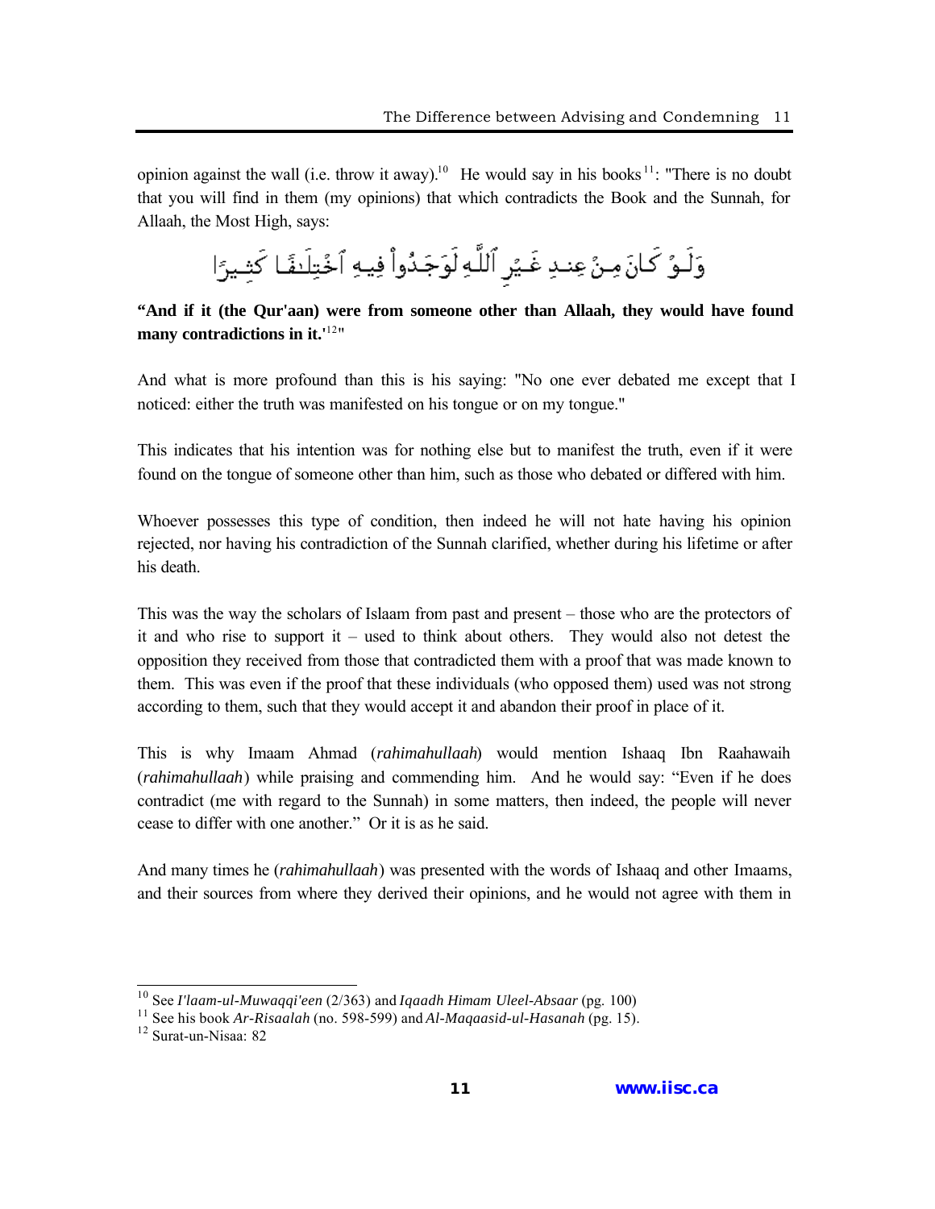opinion against the wall (i.e. throw it away).[10] He would say in his books[11]: "There is no doubt that you will find in them (my opinions) that which contradicts the Book and the Sunnah, for Allaah, the Most High, says:

وَلَوْ كَانَ مِنْ عِندِ غَيْرِ ٱللَّهِ لَوَجَدُوا۟ فِيهِ ٱخْتِلَٰفًا كَثِيرًا

**"And if it (the Qur'aan) were from someone other than Allaah, they would have found many contradictions in it.'**[12]"

And what is more profound than this is his saying: "No one ever debated me except that I noticed: either the truth was manifested on his tongue or on my tongue."

This indicates that his intention was for nothing else but to manifest the truth, even if it were found on the tongue of someone other than him, such as those who debated or differed with him.

Whoever possesses this type of condition, then indeed he will not hate having his opinion rejected, nor having his contradiction of the Sunnah clarified, whether during his lifetime or after his death.

This was the way the scholars of Islaam from past and present – those who are the protectors of it and who rise to support it – used to think about others. They would also not detest the opposition they received from those that contradicted them with a proof that was made known to them. This was even if the proof that these individuals (who opposed them) used was not strong according to them, such that they would accept it and abandon their proof in place of it.

This is why Imaam Ahmad (*rahimahullaah*) would mention Ishaaq Ibn Raahawaih (*rahimahullaah*) while praising and commending him. And he would say: "Even if he does contradict (me with regard to the Sunnah) in some matters, then indeed, the people will never cease to differ with one another." Or it is as he said.

And many times he (*rahimahullaah*) was presented with the words of Ishaaq and other Imaams, and their sources from where they derived their opinions, and he would not agree with them in

---

[10] See *I'laam-ul-Muwaqqi'een* (2/363) and *Iqaadh Himam Uleel-Absaar* (pg. 100)

[11] See his book *Ar-Risaalah* (no. 598-599) and *Al-Maqaasid-ul-Hasanah* (pg. 15).

[12] Surat-un-Nisaa: 82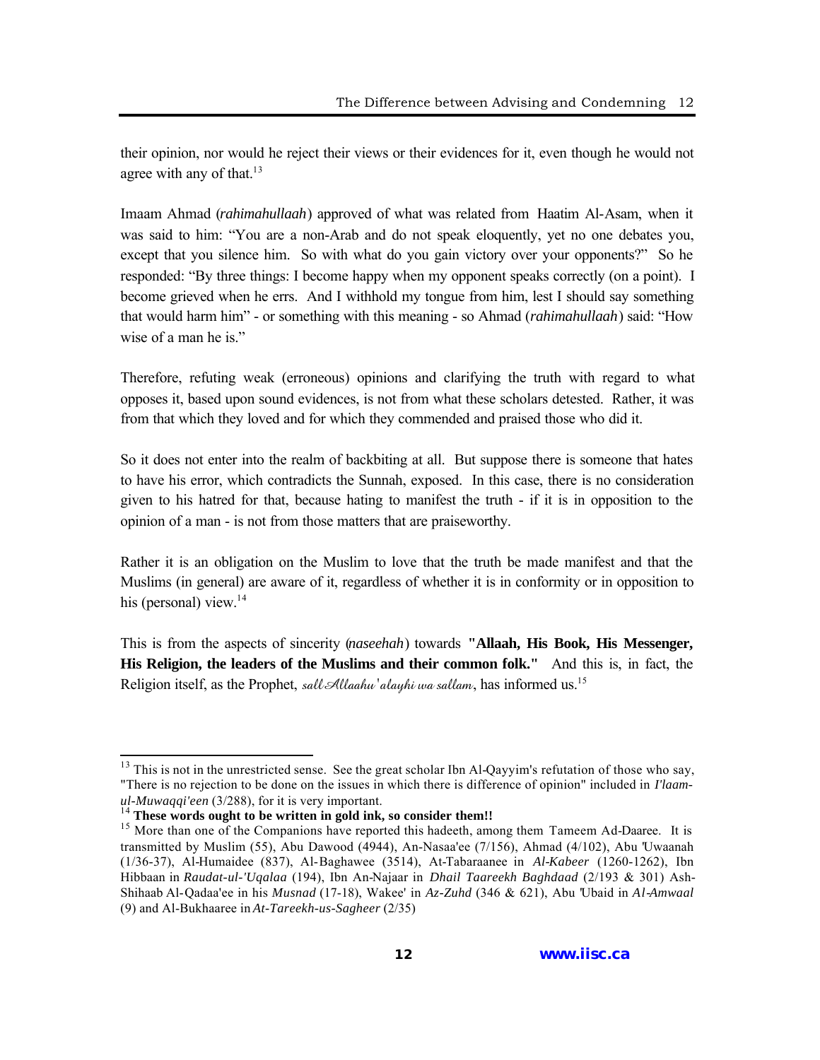their opinion, nor would he reject their views or their evidences for it, even though he would not agree with any of that.[13]

Imaam Ahmad (*rahimahullaah*) approved of what was related from Haatim Al-Asam, when it was said to him: "You are a non-Arab and do not speak eloquently, yet no one debates you, except that you silence him. So with what do you gain victory over your opponents?" So he responded: "By three things: I become happy when my opponent speaks correctly (on a point). I become grieved when he errs. And I withhold my tongue from him, lest I should say something that would harm him" - or something with this meaning - so Ahmad (*rahimahullaah*) said: "How wise of a man he is."

Therefore, refuting weak (erroneous) opinions and clarifying the truth with regard to what opposes it, based upon sound evidences, is not from what these scholars detested. Rather, it was from that which they loved and for which they commended and praised those who did it.

So it does not enter into the realm of backbiting at all. But suppose there is someone that hates to have his error, which contradicts the Sunnah, exposed. In this case, there is no consideration given to his hatred for that, because hating to manifest the truth - if it is in opposition to the opinion of a man - is not from those matters that are praiseworthy.

Rather it is an obligation on the Muslim to love that the truth be made manifest and that the Muslims (in general) are aware of it, regardless of whether it is in conformity or in opposition to his (personal) view.[14]

This is from the aspects of sincerity (*naseehah*) towards **"Allaah, His Book, His Messenger, His Religion, the leaders of the Muslims and their common folk."** And this is, in fact, the Religion itself, as the Prophet, *sallAllaahu 'alayhi wa sallam*, has informed us.[15]

---

[13] This is not in the unrestricted sense. See the great scholar Ibn Al-Qayyim's refutation of those who say, "There is no rejection to be done on the issues in which there is difference of opinion" included in *I'laam-ul-Muwaqqi'een* (3/288), for it is very important.

[14] **These words ought to be written in gold ink, so consider them!!**

[15] More than one of the Companions have reported this hadeeth, among them Tameem Ad-Daaree. It is transmitted by Muslim (55), Abu Dawood (4944), An-Nasaa'ee (7/156), Ahmad (4/102), Abu 'Uwaanah (1/36-37), Al-Humaidee (837), Al-Baghawee (3514), At-Tabaraanee in *Al-Kabeer* (1260-1262), Ibn Hibbaan in *Raudat-ul-'Uqalaa* (194), Ibn An-Najaar in *Dhail Taareekh Baghdaad* (2/193 & 301) Ash-Shihaab Al-Qadaa'ee in his *Musnad* (17-18), Wakee' in *Az-Zuhd* (346 & 621), Abu 'Ubaid in *Al-Amwaal* (9) and Al-Bukhaaree in *At-Tareekh-us-Sagheer* (2/35)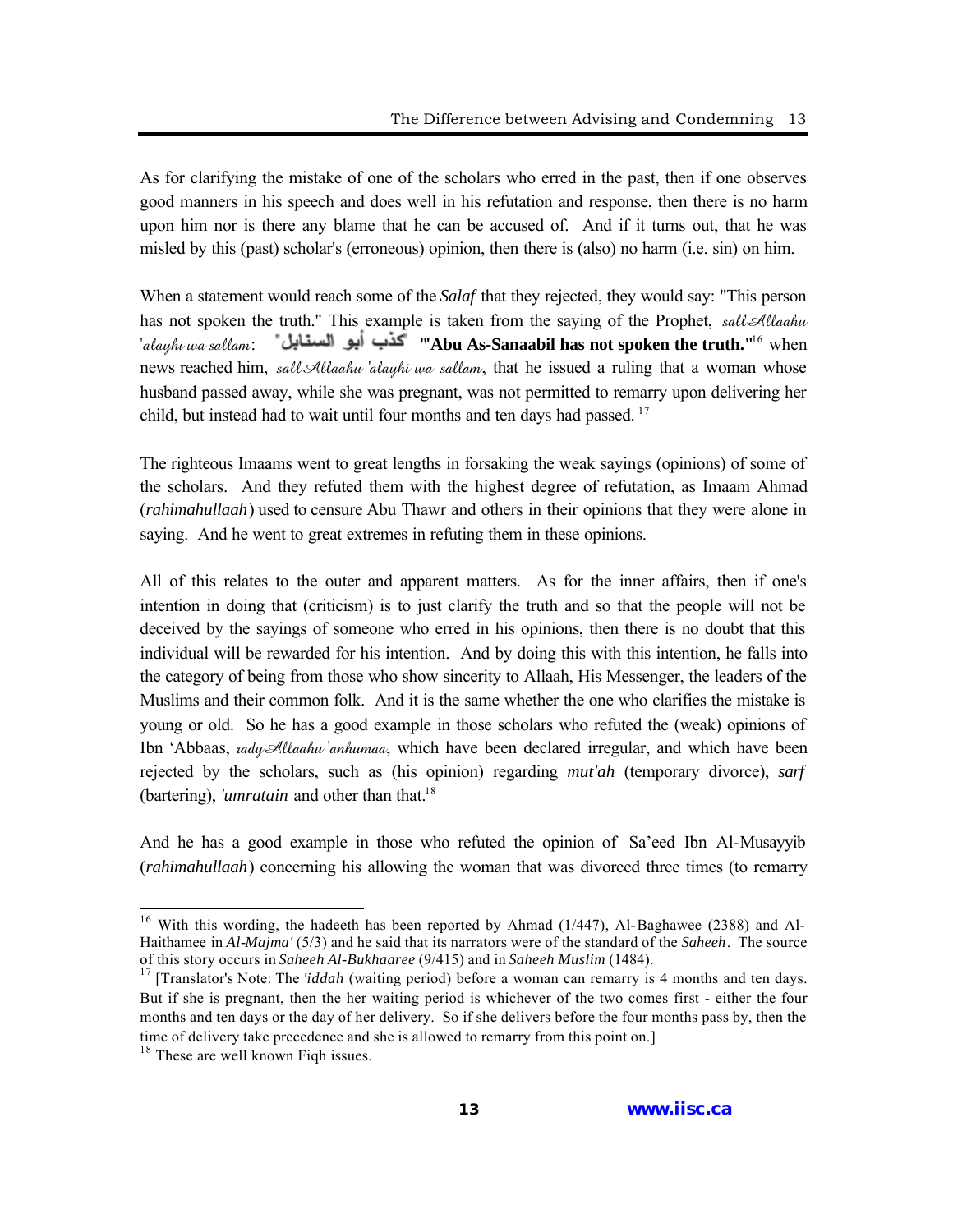As for clarifying the mistake of one of the scholars who erred in the past, then if one observes good manners in his speech and does well in his refutation and response, then there is no harm upon him nor is there any blame that he can be accused of. And if it turns out, that he was misled by this (past) scholar's (erroneous) opinion, then there is (also) no harm (i.e. sin) on him.

When a statement would reach some of the *Salaf* that they rejected, they would say: "This person has not spoken the truth." This example is taken from the saying of the Prophet, *sallAllaahu 'alayhi wa sallam*: "كذب أبو السنابل" **"Abu As-Sanaabil has not spoken the truth."**[16] when news reached him, *sallAllaahu 'alayhi wa sallam*, that he issued a ruling that a woman whose husband passed away, while she was pregnant, was not permitted to remarry upon delivering her child, but instead had to wait until four months and ten days had passed.[17]

The righteous Imaams went to great lengths in forsaking the weak sayings (opinions) of some of the scholars. And they refuted them with the highest degree of refutation, as Imaam Ahmad (*rahimahullaah*) used to censure Abu Thawr and others in their opinions that they were alone in saying. And he went to great extremes in refuting them in these opinions.

All of this relates to the outer and apparent matters. As for the inner affairs, then if one's intention in doing that (criticism) is to just clarify the truth and so that the people will not be deceived by the sayings of someone who erred in his opinions, then there is no doubt that this individual will be rewarded for his intention. And by doing this with this intention, he falls into the category of being from those who show sincerity to Allaah, His Messenger, the leaders of the Muslims and their common folk. And it is the same whether the one who clarifies the mistake is young or old. So he has a good example in those scholars who refuted the (weak) opinions of Ibn 'Abbaas, *radyAllaahu 'anhumaa*, which have been declared irregular, and which have been rejected by the scholars, such as (his opinion) regarding *mut'ah* (temporary divorce), *sarf* (bartering), *'umratain* and other than that.[18]

And he has a good example in those who refuted the opinion of Sa'eed Ibn Al-Musayyib (*rahimahullaah*) concerning his allowing the woman that was divorced three times (to remarry

---

[16] With this wording, the hadeeth has been reported by Ahmad (1/447), Al-Baghawee (2388) and Al-Haithamee in *Al-Majma'* (5/3) and he said that its narrators were of the standard of the *Saheeh*. The source of this story occurs in *Saheeh Al-Bukhaaree* (9/415) and in *Saheeh Muslim* (1484).

[17] [Translator's Note: The *'iddah* (waiting period) before a woman can remarry is 4 months and ten days. But if she is pregnant, then the her waiting period is whichever of the two comes first - either the four months and ten days or the day of her delivery. So if she delivers before the four months pass by, then the time of delivery take precedence and she is allowed to remarry from this point on.]

[18] These are well known Fiqh issues.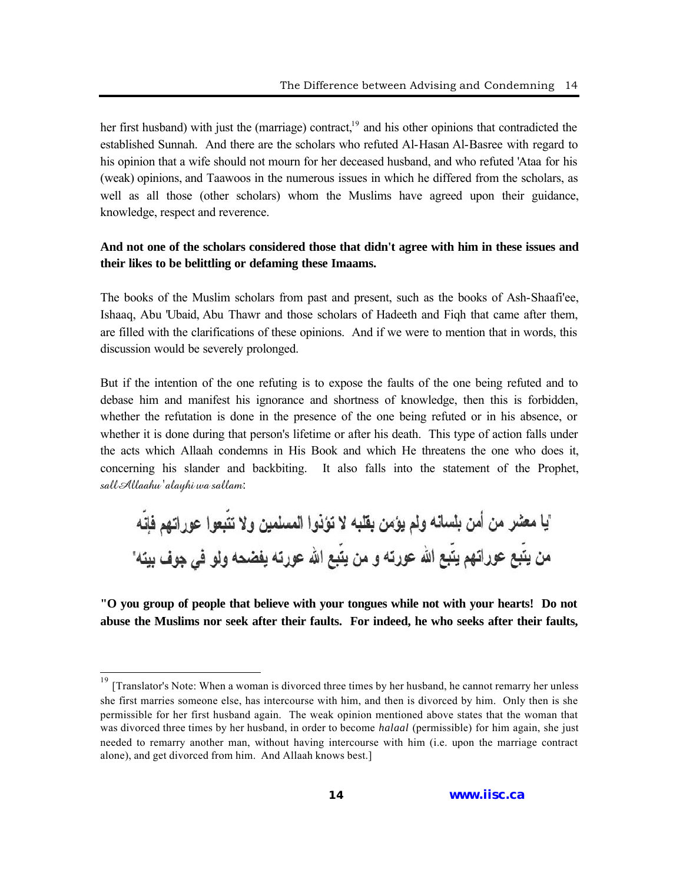her first husband) with just the (marriage) contract,[19] and his other opinions that contradicted the established Sunnah. And there are the scholars who refuted Al-Hasan Al-Basree with regard to his opinion that a wife should not mourn for her deceased husband, and who refuted 'Ataa for his (weak) opinions, and Taawoos in the numerous issues in which he differed from the scholars, as well as all those (other scholars) whom the Muslims have agreed upon their guidance, knowledge, respect and reverence.

**And not one of the scholars considered those that didn't agree with him in these issues and their likes to be belittling or defaming these Imaams.**

The books of the Muslim scholars from past and present, such as the books of Ash-Shaafi'ee, Ishaaq, Abu 'Ubaid, Abu Thawr and those scholars of Hadeeth and Fiqh that came after them, are filled with the clarifications of these opinions. And if we were to mention that in words, this discussion would be severely prolonged.

But if the intention of the one refuting is to expose the faults of the one being refuted and to debase him and manifest his ignorance and shortness of knowledge, then this is forbidden, whether the refutation is done in the presence of the one being refuted or in his absence, or whether it is done during that person's lifetime or after his death. This type of action falls under the acts which Allaah condemns in His Book and which He threatens the one who does it, concerning his slander and backbiting. It also falls into the statement of the Prophet, *sallAllaahu 'alayhi wa sallam*:

"يا معشر من أمن بلسانه ولم يؤمن بقلبه لا تؤذوا المسلمين ولا تتّبعوا عوراتهم فإنّه من يتّبع عوراتهم يتّبع الله عورته و من يتّبع الله عورته يفضحه ولو في جوف بيته"

**"O you group of people that believe with your tongues while not with your hearts! Do not abuse the Muslims nor seek after their faults. For indeed, he who seeks after their faults,**

---

[19] [Translator's Note: When a woman is divorced three times by her husband, he cannot remarry her unless she first marries someone else, has intercourse with him, and then is divorced by him. Only then is she permissible for her first husband again. The weak opinion mentioned above states that the woman that was divorced three times by her husband, in order to become *halaal* (permissible) for him again, she just needed to remarry another man, without having intercourse with him (i.e. upon the marriage contract alone), and get divorced from him. And Allaah knows best.]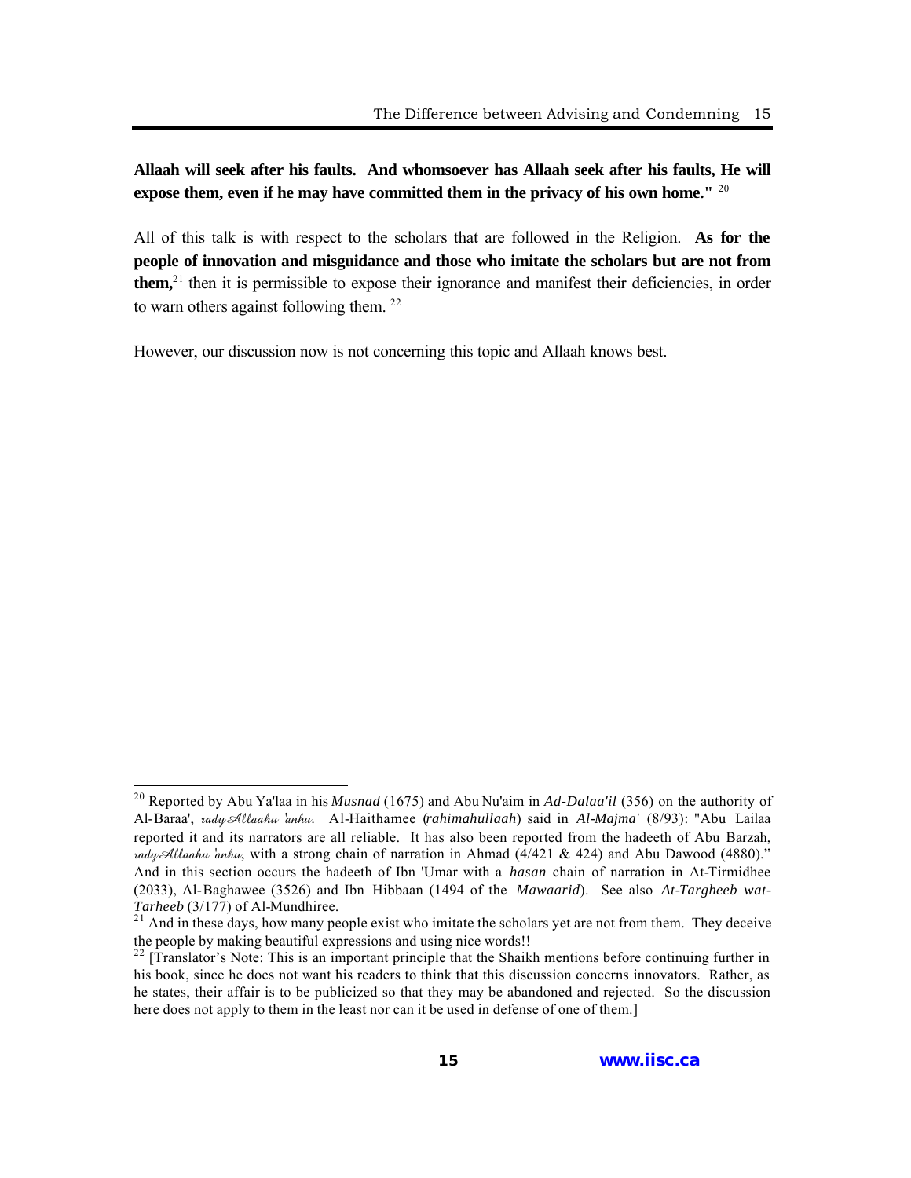**Allaah will seek after his faults. And whomsoever has Allaah seek after his faults, He will expose them, even if he may have committed them in the privacy of his own home."** [20]

All of this talk is with respect to the scholars that are followed in the Religion. **As for the people of innovation and misguidance and those who imitate the scholars but are not from them,**[21] then it is permissible to expose their ignorance and manifest their deficiencies, in order to warn others against following them. [22]

However, our discussion now is not concerning this topic and Allaah knows best.

---

[20] Reported by Abu Ya'laa in his *Musnad* (1675) and Abu Nu'aim in *Ad-Dalaa'il* (356) on the authority of Al-Baraa', *radyAllaahu 'anhu*. Al-Haithamee (*rahimahullaah*) said in *Al-Majma'* (8/93): "Abu Lailaa reported it and its narrators are all reliable. It has also been reported from the hadeeth of Abu Barzah, *radyAllaahu 'anhu*, with a strong chain of narration in Ahmad (4/421 & 424) and Abu Dawood (4880)." And in this section occurs the hadeeth of Ibn 'Umar with a *hasan* chain of narration in At-Tirmidhee (2033), Al-Baghawee (3526) and Ibn Hibbaan (1494 of the *Mawaarid*). See also *At-Targheeb wat-Tarheeb* (3/177) of Al-Mundhiree.

[21] And in these days, how many people exist who imitate the scholars yet are not from them. They deceive the people by making beautiful expressions and using nice words!!

[22] [Translator's Note: This is an important principle that the Shaikh mentions before continuing further in his book, since he does not want his readers to think that this discussion concerns innovators. Rather, as he states, their affair is to be publicized so that they may be abandoned and rejected. So the discussion here does not apply to them in the least nor can it be used in defense of one of them.]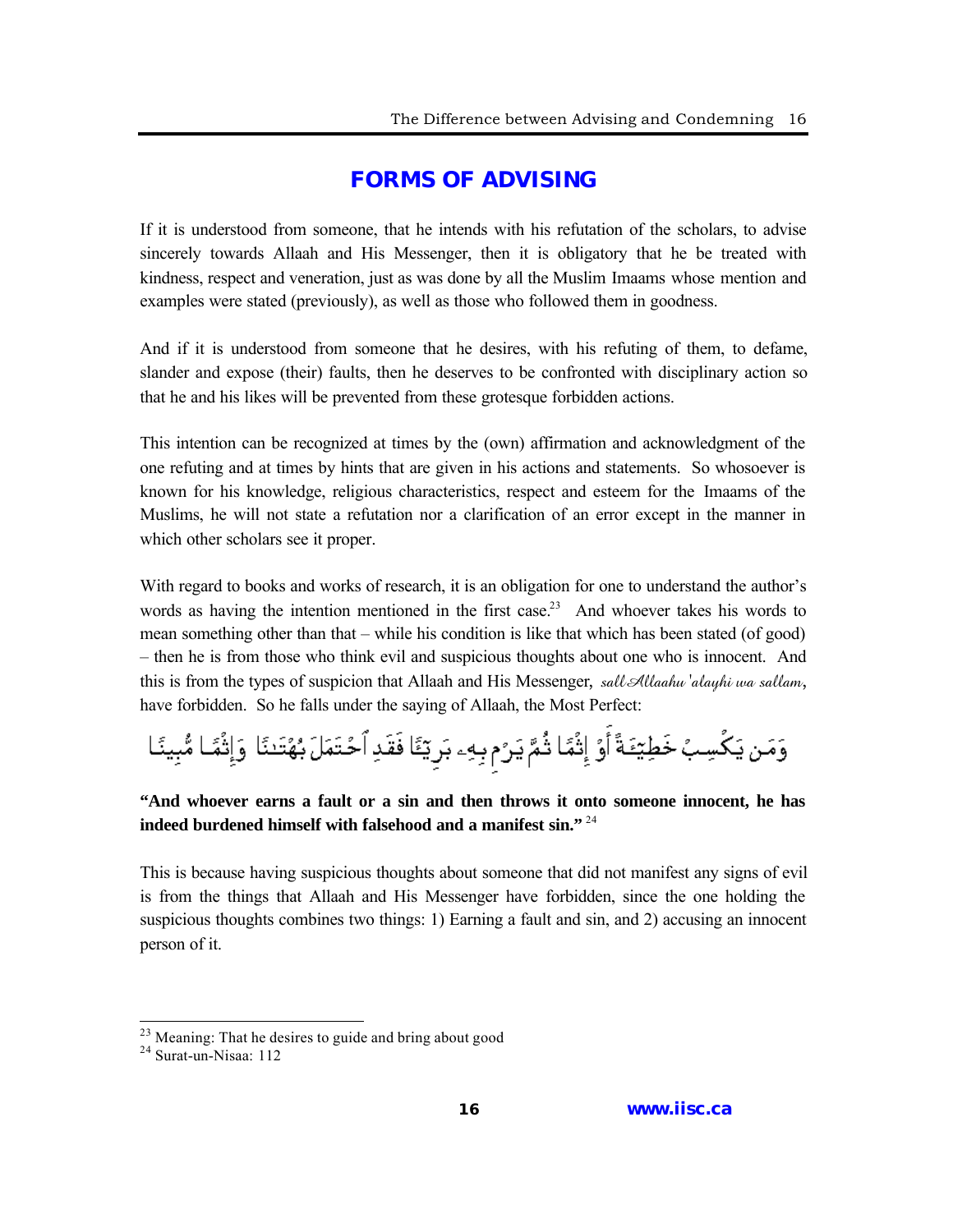## FORMS OF ADVISING

If it is understood from someone, that he intends with his refutation of the scholars, to advise sincerely towards Allaah and His Messenger, then it is obligatory that he be treated with kindness, respect and veneration, just as was done by all the Muslim Imaams whose mention and examples were stated (previously), as well as those who followed them in goodness.

And if it is understood from someone that he desires, with his refuting of them, to defame, slander and expose (their) faults, then he deserves to be confronted with disciplinary action so that he and his likes will be prevented from these grotesque forbidden actions.

This intention can be recognized at times by the (own) affirmation and acknowledgment of the one refuting and at times by hints that are given in his actions and statements. So whosoever is known for his knowledge, religious characteristics, respect and esteem for the Imaams of the Muslims, he will not state a refutation nor a clarification of an error except in the manner in which other scholars see it proper.

With regard to books and works of research, it is an obligation for one to understand the author's words as having the intention mentioned in the first case.[23] And whoever takes his words to mean something other than that – while his condition is like that which has been stated (of good) – then he is from those who think evil and suspicious thoughts about one who is innocent. And this is from the types of suspicion that Allaah and His Messenger, *sall Allaahu 'alayhi wa sallam*, have forbidden. So he falls under the saying of Allaah, the Most Perfect:

وَمَن يَكْسِبْ خَطِيٓـَٔةً أَوْ إِثْمًا ثُمَّ يَرْمِ بِهِۦ بَرِيٓـًٔا فَقَدِ ٱحْتَمَلَ بُهْتَـٰنًا وَإِثْمًا مُّبِينًا

**"And whoever earns a fault or a sin and then throws it onto someone innocent, he has indeed burdened himself with falsehood and a manifest sin."** [24]

This is because having suspicious thoughts about someone that did not manifest any signs of evil is from the things that Allaah and His Messenger have forbidden, since the one holding the suspicious thoughts combines two things: 1) Earning a fault and sin, and 2) accusing an innocent person of it.

---

[23] Meaning: That he desires to guide and bring about good

[24] Surat-un-Nisaa: 112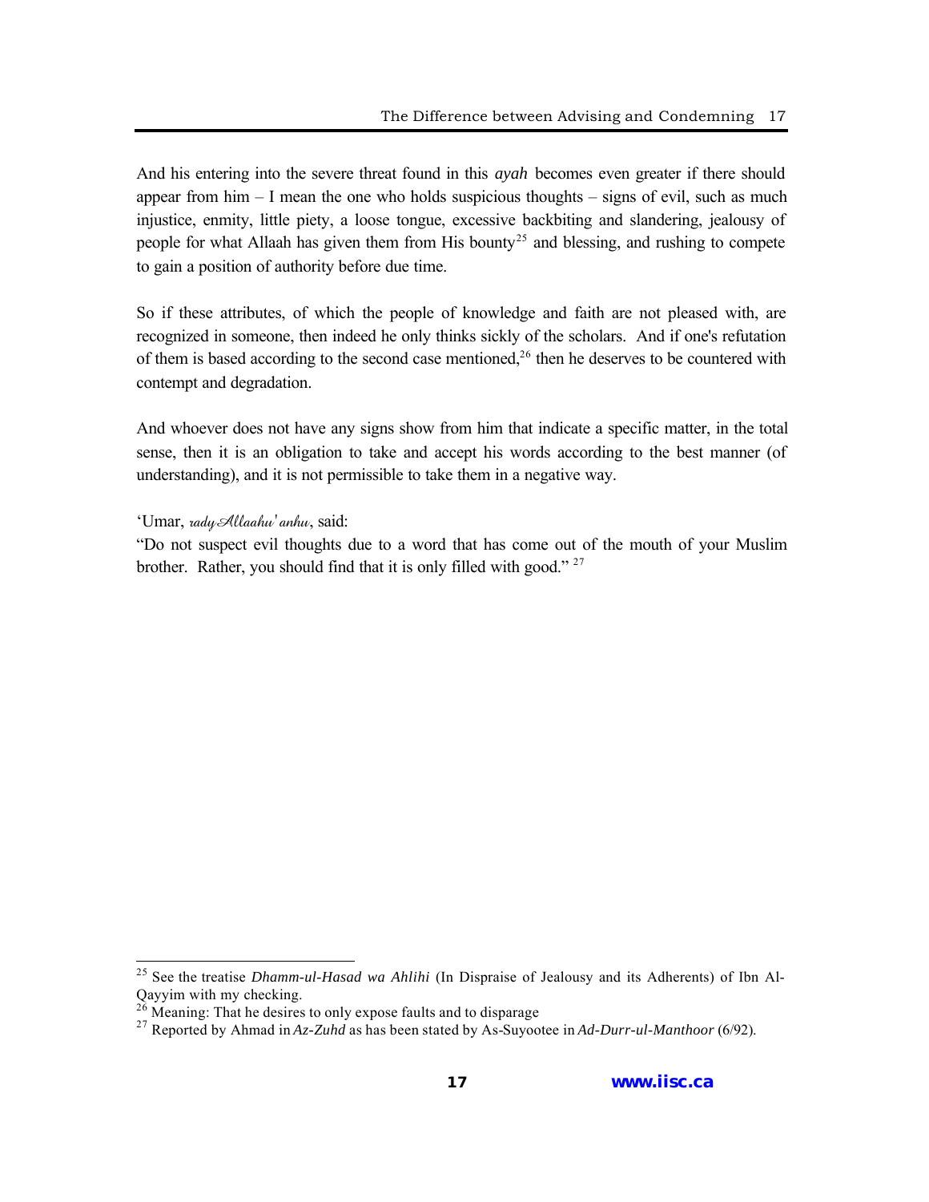And his entering into the severe threat found in this *ayah* becomes even greater if there should appear from him – I mean the one who holds suspicious thoughts – signs of evil, such as much injustice, enmity, little piety, a loose tongue, excessive backbiting and slandering, jealousy of people for what Allaah has given them from His bounty[25] and blessing, and rushing to compete to gain a position of authority before due time.

So if these attributes, of which the people of knowledge and faith are not pleased with, are recognized in someone, then indeed he only thinks sickly of the scholars. And if one's refutation of them is based according to the second case mentioned,[26] then he deserves to be countered with contempt and degradation.

And whoever does not have any signs show from him that indicate a specific matter, in the total sense, then it is an obligation to take and accept his words according to the best manner (of understanding), and it is not permissible to take them in a negative way.

'Umar, *radyAllaahu 'anhu*, said:
"Do not suspect evil thoughts due to a word that has come out of the mouth of your Muslim brother. Rather, you should find that it is only filled with good." [27]

---

[25] See the treatise *Dhamm-ul-Hasad wa Ahlihi* (In Dispraise of Jealousy and its Adherents) of Ibn Al-Qayyim with my checking.

[26] Meaning: That he desires to only expose faults and to disparage

[27] Reported by Ahmad in *Az-Zuhd* as has been stated by As-Suyootee in *Ad-Durr-ul-Manthoor* (6/92).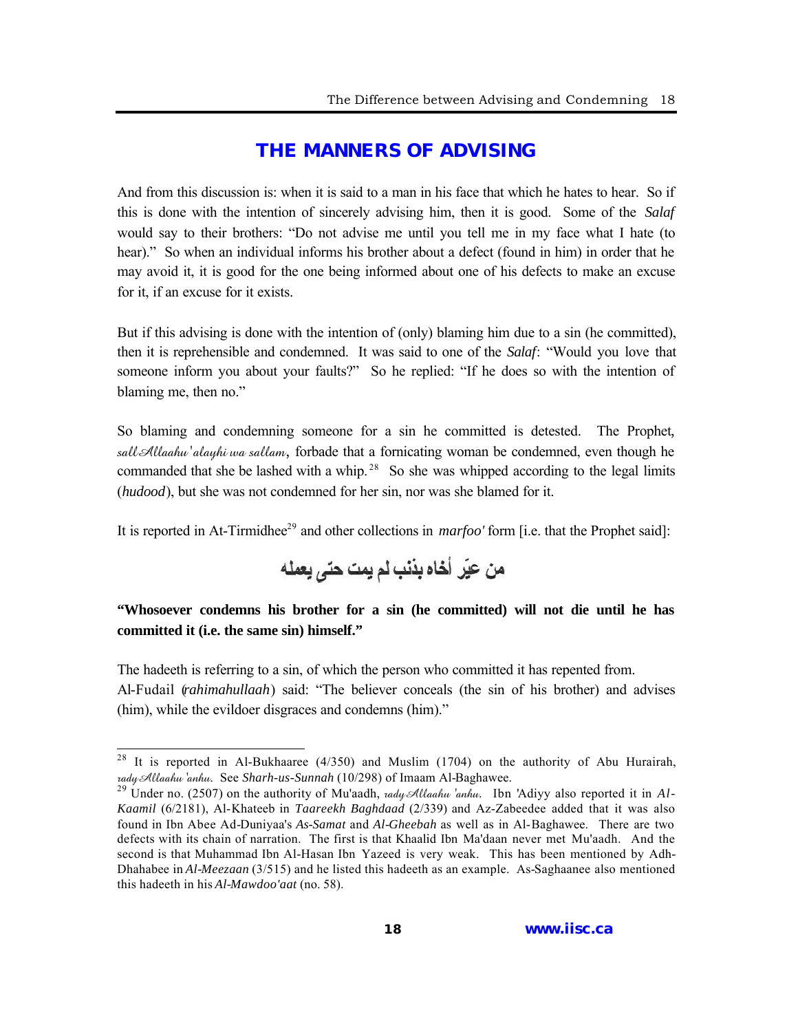## THE MANNERS OF ADVISING

And from this discussion is: when it is said to a man in his face that which he hates to hear. So if this is done with the intention of sincerely advising him, then it is good. Some of the *Salaf* would say to their brothers: "Do not advise me until you tell me in my face what I hate (to hear)." So when an individual informs his brother about a defect (found in him) in order that he may avoid it, it is good for the one being informed about one of his defects to make an excuse for it, if an excuse for it exists.

But if this advising is done with the intention of (only) blaming him due to a sin (he committed), then it is reprehensible and condemned. It was said to one of the *Salaf*: "Would you love that someone inform you about your faults?" So he replied: "If he does so with the intention of blaming me, then no."

So blaming and condemning someone for a sin he committed is detested. The Prophet, *sallAllaahu 'alayhi wa sallam*, forbade that a fornicating woman be condemned, even though he commanded that she be lashed with a whip.[28] So she was whipped according to the legal limits (*hudood*), but she was not condemned for her sin, nor was she blamed for it.

It is reported in At-Tirmidhee[29] and other collections in *marfoo'* form [i.e. that the Prophet said]:

من عيّر أخاه بذنب لم يمت حتى يعمله

**"Whosoever condemns his brother for a sin (he committed) will not die until he has committed it (i.e. the same sin) himself."**

The hadeeth is referring to a sin, of which the person who committed it has repented from.

Al-Fudail (*rahimahullaah*) said: "The believer conceals (the sin of his brother) and advises (him), while the evildoer disgraces and condemns (him)."

---

[28] It is reported in Al-Bukhaaree (4/350) and Muslim (1704) on the authority of Abu Hurairah, *radyAllaahu 'anhu*. See *Sharh-us-Sunnah* (10/298) of Imaam Al-Baghawee.

[29] Under no. (2507) on the authority of Mu'aadh, *radyAllaahu 'anhu*. Ibn 'Adiyy also reported it in *Al-Kaamil* (6/2181), Al-Khateeb in *Taareekh Baghdaad* (2/339) and Az-Zabeedee added that it was also found in Ibn Abee Ad-Duniyaa's *As-Samat* and *Al-Gheebah* as well as in Al-Baghawee. There are two defects with its chain of narration. The first is that Khaalid Ibn Ma'daan never met Mu'aadh. And the second is that Muhammad Ibn Al-Hasan Ibn Yazeed is very weak. This has been mentioned by Adh-Dhahabee in *Al-Meezaan* (3/515) and he listed this hadeeth as an example. As-Saghaanee also mentioned this hadeeth in his *Al-Mawdoo'aat* (no. 58).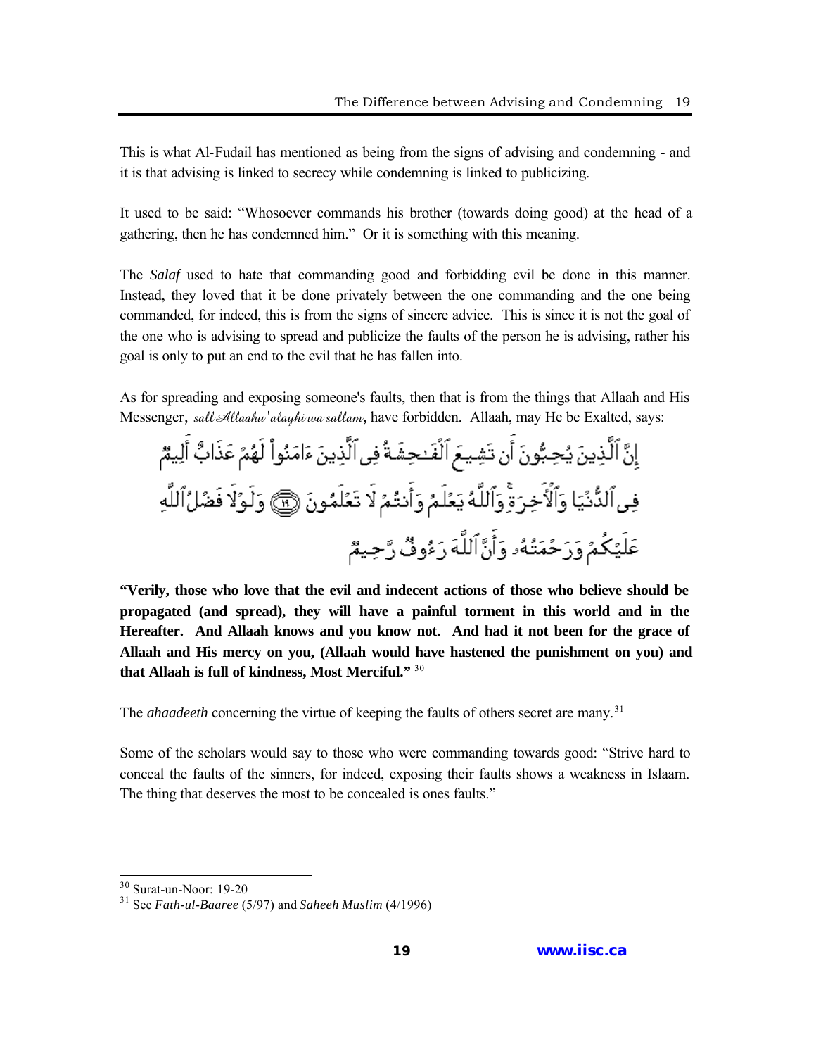This is what Al-Fudail has mentioned as being from the signs of advising and condemning - and it is that advising is linked to secrecy while condemning is linked to publicizing.

It used to be said: "Whosoever commands his brother (towards doing good) at the head of a gathering, then he has condemned him." Or it is something with this meaning.

The *Salaf* used to hate that commanding good and forbidding evil be done in this manner. Instead, they loved that it be done privately between the one commanding and the one being commanded, for indeed, this is from the signs of sincere advice. This is since it is not the goal of the one who is advising to spread and publicize the faults of the person he is advising, rather his goal is only to put an end to the evil that he has fallen into.

As for spreading and exposing someone's faults, then that is from the things that Allaah and His Messenger, *sall Allaahu 'alayhi wa sallam*, have forbidden. Allaah, may He be Exalted, says:

إِنَّ ٱلَّذِينَ يُحِبُّونَ أَن تَشِيعَ ٱلْفَـٰحِشَةُ فِى ٱلَّذِينَ ءَامَنُواْ لَهُمْ عَذَابٌ أَلِيمٌ فِى ٱلدُّنْيَا وَٱلْـَٔاخِرَةِ ۚ وَٱللَّهُ يَعْلَمُ وَأَنتُمْ لَا تَعْلَمُونَ ﴿١٩﴾ وَلَوْلَا فَضْلُ ٱللَّهِ عَلَيْكُمْ وَرَحْمَتُهُۥ وَأَنَّ ٱللَّهَ رَءُوفٌ رَّحِيمٌ

**"Verily, those who love that the evil and indecent actions of those who believe should be propagated (and spread), they will have a painful torment in this world and in the Hereafter. And Allaah knows and you know not. And had it not been for the grace of Allaah and His mercy on you, (Allaah would have hastened the punishment on you) and that Allaah is full of kindness, Most Merciful."** [30]

The *ahaadeeth* concerning the virtue of keeping the faults of others secret are many.[31]

Some of the scholars would say to those who were commanding towards good: "Strive hard to conceal the faults of the sinners, for indeed, exposing their faults shows a weakness in Islaam. The thing that deserves the most to be concealed is ones faults."

---

[30] Surat-un-Noor: 19-20

[31] See *Fath-ul-Baaree* (5/97) and *Saheeh Muslim* (4/1996)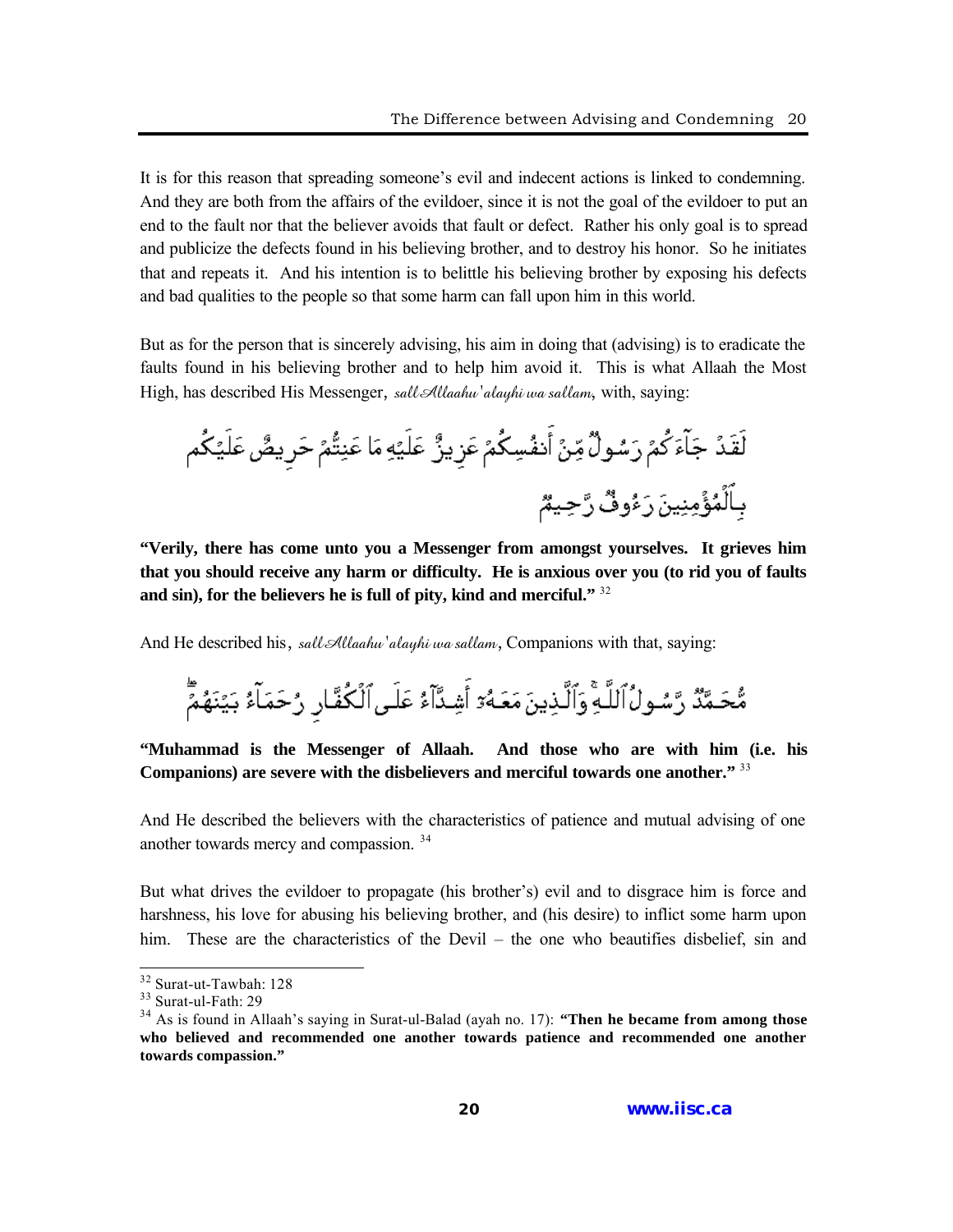It is for this reason that spreading someone's evil and indecent actions is linked to condemning. And they are both from the affairs of the evildoer, since it is not the goal of the evildoer to put an end to the fault nor that the believer avoids that fault or defect. Rather his only goal is to spread and publicize the defects found in his believing brother, and to destroy his honor. So he initiates that and repeats it. And his intention is to belittle his believing brother by exposing his defects and bad qualities to the people so that some harm can fall upon him in this world.

But as for the person that is sincerely advising, his aim in doing that (advising) is to eradicate the faults found in his believing brother and to help him avoid it. This is what Allaah the Most High, has described His Messenger, *sall Allaahu 'alayhi wa sallam*, with, saying:

لَقَدْ جَآءَكُمْ رَسُولٌ مِّنْ أَنفُسِكُمْ عَزِيزٌ عَلَيْهِ مَا عَنِتُّمْ حَرِيصٌ عَلَيْكُم بِٱلْمُؤْمِنِينَ رَءُوفٌ رَّحِيمٌ

**"Verily, there has come unto you a Messenger from amongst yourselves. It grieves him that you should receive any harm or difficulty. He is anxious over you (to rid you of faults and sin), for the believers he is full of pity, kind and merciful."** [32]

And He described his, *sall Allaahu 'alayhi wa sallam*, Companions with that, saying:

مُّحَمَّدٌ رَّسُولُ ٱللَّهِ ۚ وَٱلَّذِينَ مَعَهُۥٓ أَشِدَّآءُ عَلَى ٱلْكُفَّارِ رُحَمَآءُ بَيْنَهُمْ

**"Muhammad is the Messenger of Allaah. And those who are with him (i.e. his Companions) are severe with the disbelievers and merciful towards one another."** [33]

And He described the believers with the characteristics of patience and mutual advising of one another towards mercy and compassion. [34]

But what drives the evildoer to propagate (his brother's) evil and to disgrace him is force and harshness, his love for abusing his believing brother, and (his desire) to inflict some harm upon him. These are the characteristics of the Devil – the one who beautifies disbelief, sin and

---

[32] Surat-ut-Tawbah: 128

[33] Surat-ul-Fath: 29

[34] As is found in Allaah's saying in Surat-ul-Balad (ayah no. 17): **"Then he became from among those who believed and recommended one another towards patience and recommended one another towards compassion."**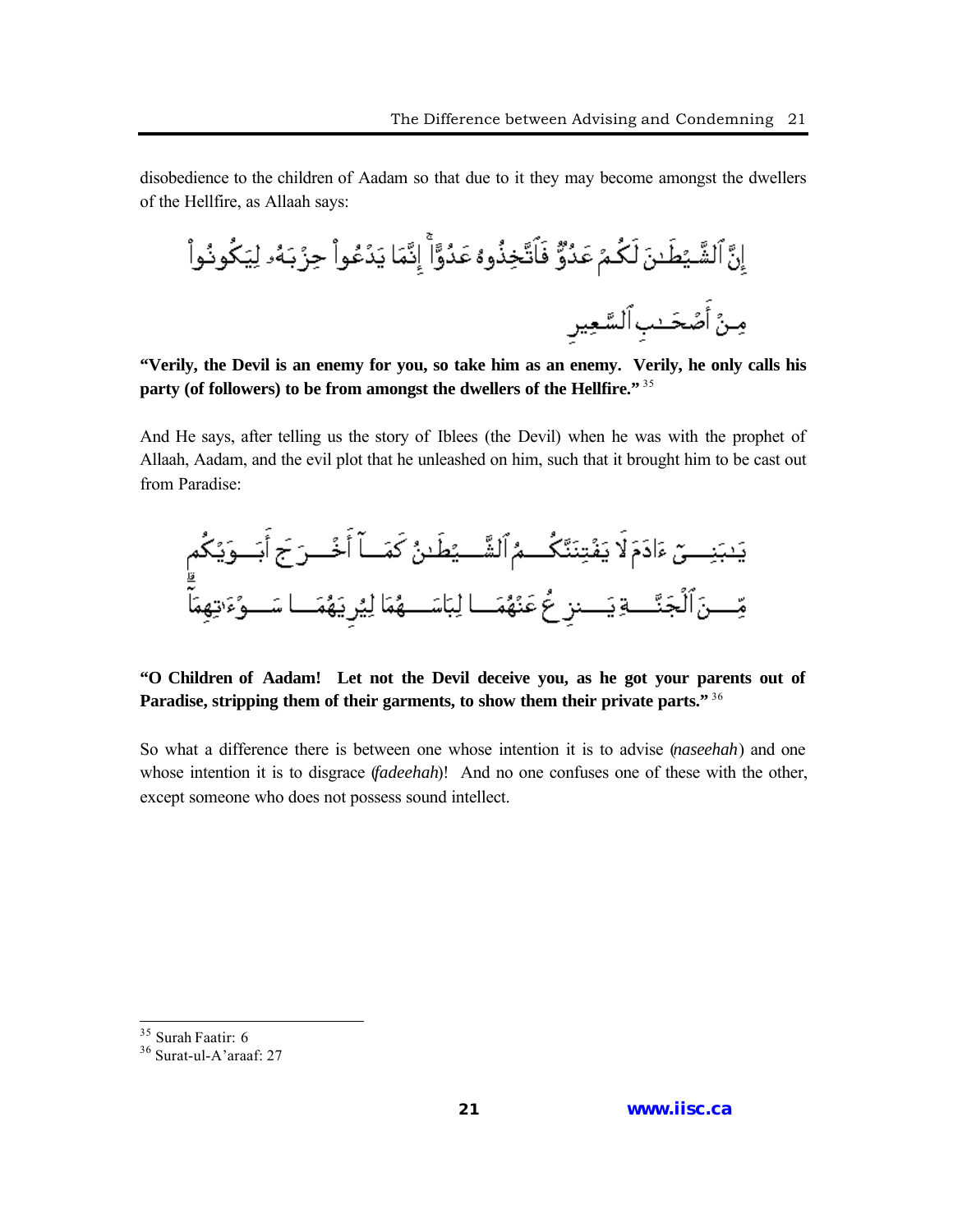disobedience to the children of Aadam so that due to it they may become amongst the dwellers of the Hellfire, as Allaah says:

إِنَّ ٱلشَّيْطَٰنَ لَكُمْ عَدُوٌّ فَٱتَّخِذُوهُ عَدُوًّا ۚ إِنَّمَا يَدْعُواْ حِزْبَهُۥ لِيَكُونُواْ مِنْ أَصْحَٰبِ ٱلسَّعِيرِ

**"Verily, the Devil is an enemy for you, so take him as an enemy. Verily, he only calls his party (of followers) to be from amongst the dwellers of the Hellfire."** [35]

And He says, after telling us the story of Iblees (the Devil) when he was with the prophet of Allaah, Aadam, and the evil plot that he unleashed on him, such that it brought him to be cast out from Paradise:

يَٰبَنِىٓ ءَادَمَ لَا يَفْتِنَنَّكُمُ ٱلشَّيْطَٰنُ كَمَآ أَخْرَجَ أَبَوَيْكُم مِّنَ ٱلْجَنَّةِ يَنزِعُ عَنْهُمَا لِبَاسَهُمَا لِيُرِيَهُمَا سَوْءَٰتِهِمَآ

**"O Children of Aadam! Let not the Devil deceive you, as he got your parents out of Paradise, stripping them of their garments, to show them their private parts."** [36]

So what a difference there is between one whose intention it is to advise (*naseehah*) and one whose intention it is to disgrace (*fadeehah*)! And no one confuses one of these with the other, except someone who does not possess sound intellect.

---

[35] Surah Faatir: 6
[36] Surat-ul-A'araaf: 27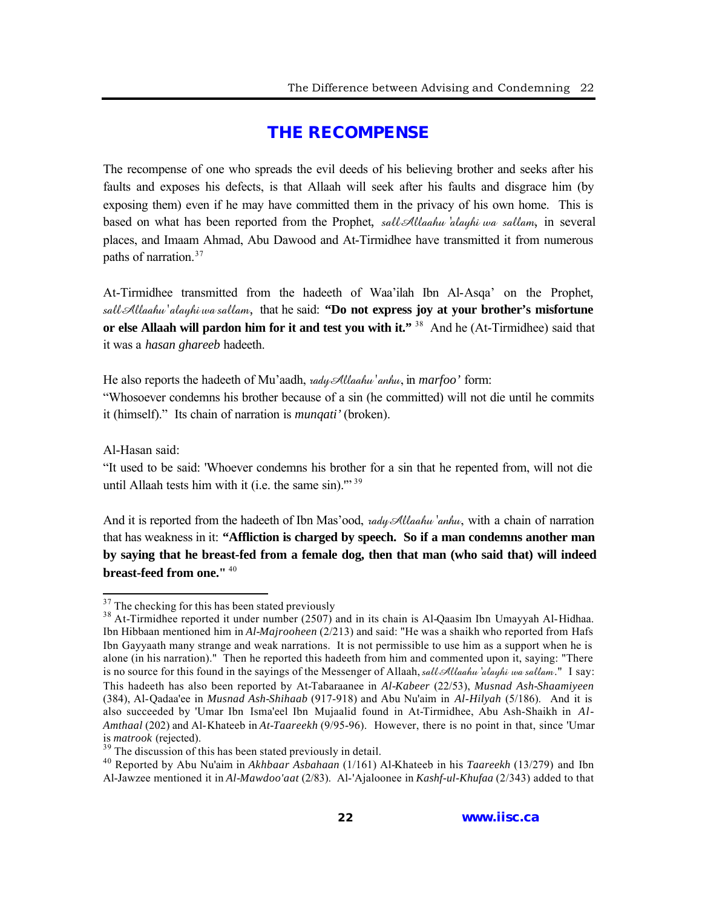# THE RECOMPENSE

The recompense of one who spreads the evil deeds of his believing brother and seeks after his faults and exposes his defects, is that Allaah will seek after his faults and disgrace him (by exposing them) even if he may have committed them in the privacy of his own home. This is based on what has been reported from the Prophet, *sall Allaahu 'alayhi wa sallam*, in several places, and Imaam Ahmad, Abu Dawood and At-Tirmidhee have transmitted it from numerous paths of narration.[37]

At-Tirmidhee transmitted from the hadeeth of Waa'ilah Ibn Al-Asqa' on the Prophet, *sall Allaahu 'alayhi wa sallam*, that he said: **"Do not express joy at your brother's misfortune or else Allaah will pardon him for it and test you with it."** [38] And he (At-Tirmidhee) said that it was a *hasan ghareeb* hadeeth.

He also reports the hadeeth of Mu'aadh, *rady Allaahu 'anhu*, in *marfoo'* form:
"Whosoever condemns his brother because of a sin (he committed) will not die until he commits it (himself)." Its chain of narration is *munqati'* (broken).

Al-Hasan said:
"It used to be said: 'Whoever condemns his brother for a sin that he repented from, will not die until Allaah tests him with it (i.e. the same sin).'" [39]

And it is reported from the hadeeth of Ibn Mas'ood, *radv Allaahu 'anhu*, with a chain of narration that has weakness in it: **"Affliction is charged by speech. So if a man condemns another man by saying that he breast-fed from a female dog, then that man (who said that) will indeed breast-feed from one."** [40]

---

[37] The checking for this has been stated previously

[38] At-Tirmidhee reported it under number (2507) and in its chain is Al-Qaasim Ibn Umayyah Al-Hidhaa. Ibn Hibbaan mentioned him in *Al-Majrooheen* (2/213) and said: "He was a shaikh who reported from Hafs Ibn Gayyaath many strange and weak narrations. It is not permissible to use him as a support when he is alone (in his narration)." Then he reported this hadeeth from him and commented upon it, saying: "There is no source for this found in the sayings of the Messenger of Allaah, *sall Allaahu 'alayhi wa sallam*." I say: This hadeeth has also been reported by At-Tabaraanee in *Al-Kabeer* (22/53), *Musnad Ash-Shaamiyeen* (384), Al-Qadaa'ee in *Musnad Ash-Shihaab* (917-918) and Abu Nu'aim in *Al-Hilyah* (5/186). And it is also succeeded by 'Umar Ibn Isma'eel Ibn Mujaalid found in At-Tirmidhee, Abu Ash-Shaikh in *Al-Amthaal* (202) and Al-Khateeb in *At-Taareekh* (9/95-96). However, there is no point in that, since 'Umar is *matrook* (rejected).

[39] The discussion of this has been stated previously in detail.

[40] Reported by Abu Nu'aim in *Akhbaar Asbahaan* (1/161) Al-Khateeb in his *Taareekh* (13/279) and Ibn Al-Jawzee mentioned it in *Al-Mawdoo'aat* (2/83). Al-'Ajaloonee in *Kashf-ul-Khufaa* (2/343) added to that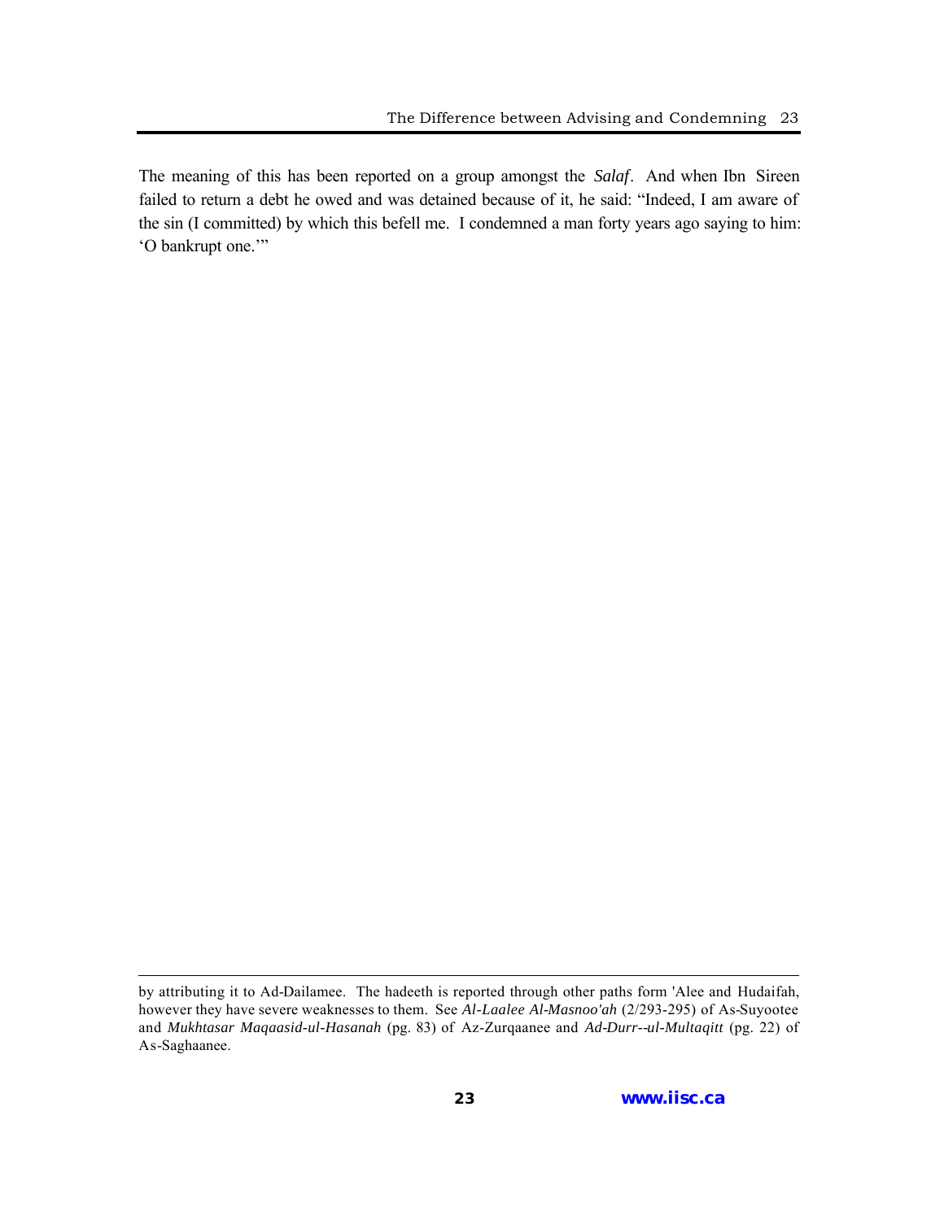The meaning of this has been reported on a group amongst the *Salaf*. And when Ibn Sireen failed to return a debt he owed and was detained because of it, he said: "Indeed, I am aware of the sin (I committed) by which this befell me. I condemned a man forty years ago saying to him: 'O bankrupt one.'"

---

by attributing it to Ad-Dailamee. The hadeeth is reported through other paths form 'Alee and Hudaifah, however they have severe weaknesses to them. See *Al-Laalee Al-Masnoo'ah* (2/293-295) of As-Suyootee and *Mukhtasar Maqaasid-ul-Hasanah* (pg. 83) of Az-Zurqaanee and *Ad-Durr--ul-Multaqitt* (pg. 22) of As-Saghaanee.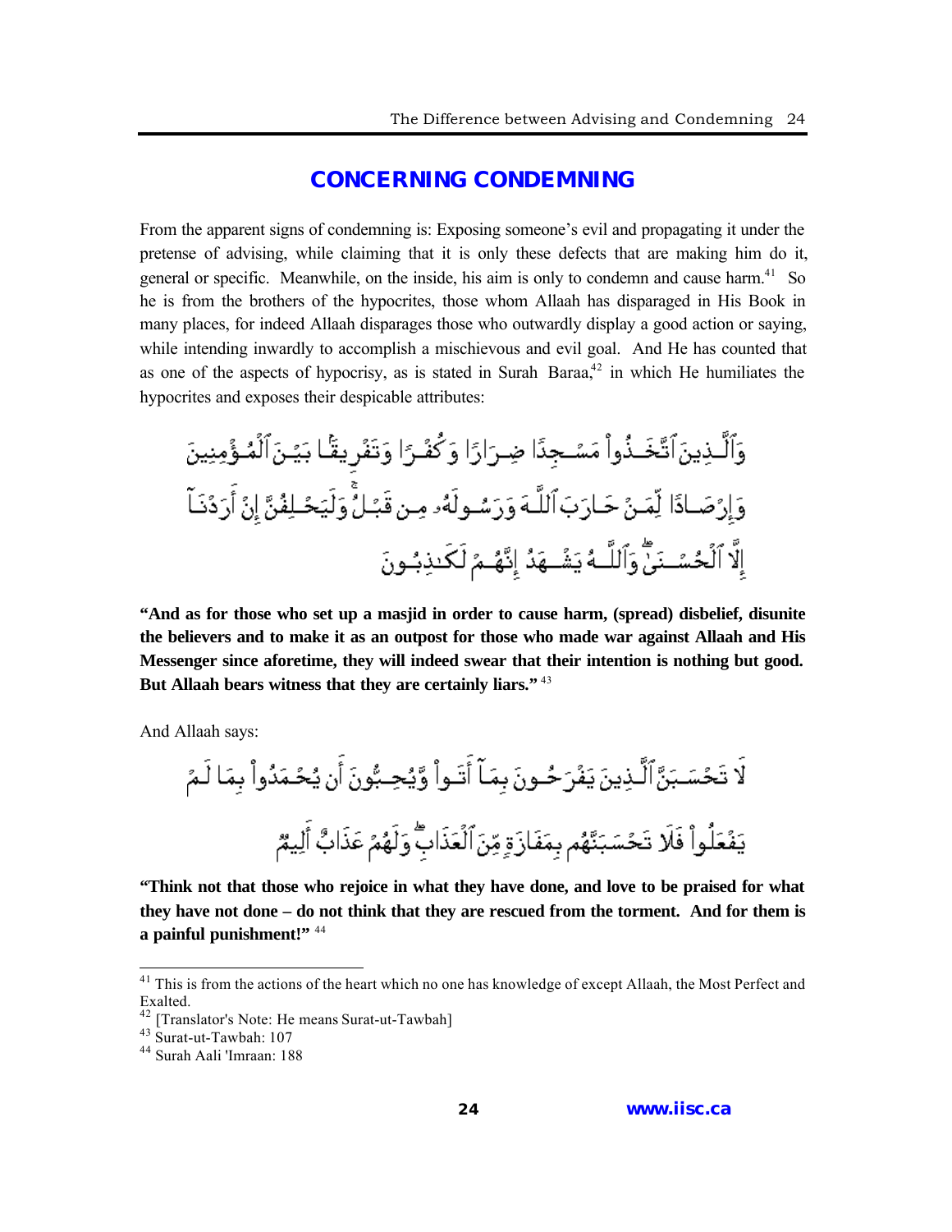## CONCERNING CONDEMNING

From the apparent signs of condemning is: Exposing someone's evil and propagating it under the pretense of advising, while claiming that it is only these defects that are making him do it, general or specific. Meanwhile, on the inside, his aim is only to condemn and cause harm.[41] So he is from the brothers of the hypocrites, those whom Allaah has disparaged in His Book in many places, for indeed Allaah disparages those who outwardly display a good action or saying, while intending inwardly to accomplish a mischievous and evil goal. And He has counted that as one of the aspects of hypocrisy, as is stated in Surah Baraa,[42] in which He humiliates the hypocrites and exposes their despicable attributes:

وَٱلَّذِينَ ٱتَّخَذُوا۟ مَسْجِدًا ضِرَارًا وَكُفْرًا وَتَفْرِيقًۢا بَيْنَ ٱلْمُؤْمِنِينَ وَإِرْصَادًا لِّمَنْ حَارَبَ ٱللَّهَ وَرَسُولَهُۥ مِن قَبْلُ ۚ وَلَيَحْلِفُنَّ إِنْ أَرَدْنَآ إِلَّا ٱلْحُسْنَىٰ ۖ وَٱللَّهُ يَشْهَدُ إِنَّهُمْ لَكَـٰذِبُونَ

**"And as for those who set up a masjid in order to cause harm, (spread) disbelief, disunite the believers and to make it as an outpost for those who made war against Allaah and His Messenger since aforetime, they will indeed swear that their intention is nothing but good. But Allaah bears witness that they are certainly liars."** [43]

And Allaah says:

لَا تَحْسَبَنَّ ٱلَّذِينَ يَفْرَحُونَ بِمَآ أَتَوا۟ وَّيُحِبُّونَ أَن يُحْمَدُوا۟ بِمَا لَمْ يَفْعَلُوا۟ فَلَا تَحْسَبَنَّهُم بِمَفَازَةٍ مِّنَ ٱلْعَذَابِ ۖ وَلَهُمْ عَذَابٌ أَلِيمٌ

**"Think not that those who rejoice in what they have done, and love to be praised for what they have not done – do not think that they are rescued from the torment. And for them is a painful punishment!"** [44]

---

[41] This is from the actions of the heart which no one has knowledge of except Allaah, the Most Perfect and Exalted.

[42] [Translator's Note: He means Surat-ut-Tawbah]

[43] Surat-ut-Tawbah: 107

[44] Surah Aali 'Imraan: 188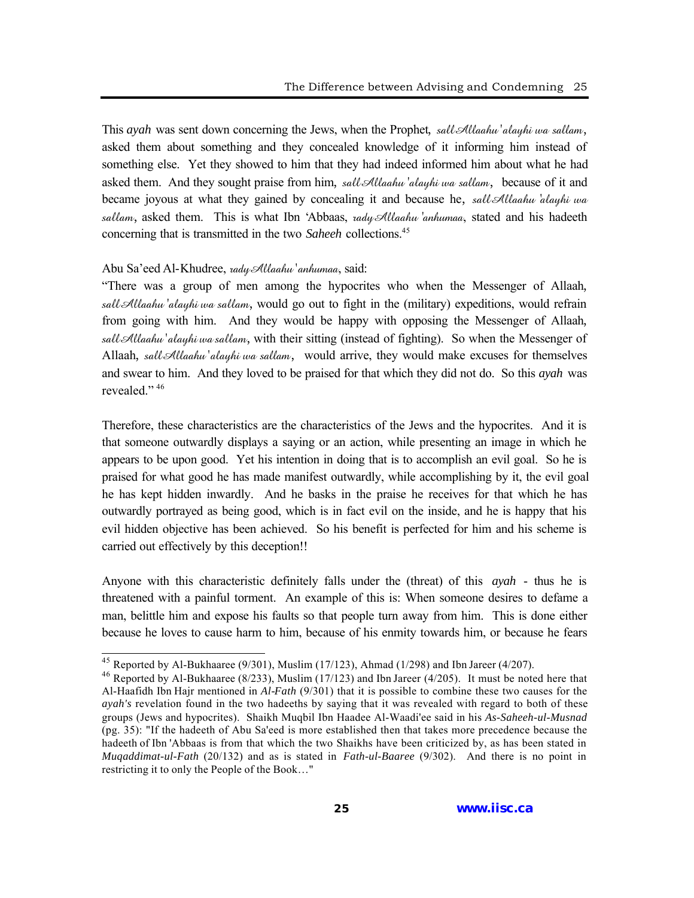This *ayah* was sent down concerning the Jews, when the Prophet, *sallAllaahu 'alayhi wa sallam*, asked them about something and they concealed knowledge of it informing him instead of something else. Yet they showed to him that they had indeed informed him about what he had asked them. And they sought praise from him, *sallAllaahu 'alayhi wa sallam*, because of it and became joyous at what they gained by concealing it and because he, *sallAllaahu 'alayhi wa sallam*, asked them. This is what Ibn 'Abbaas, *radyAllaahu 'anhumaa*, stated and his hadeeth concerning that is transmitted in the two *Saheeh* collections.[45]

Abu Sa'eed Al-Khudree, *radyAllaahu 'anhumaa*, said:

"There was a group of men among the hypocrites who when the Messenger of Allaah, *sallAllaahu 'alayhi wa sallam*, would go out to fight in the (military) expeditions, would refrain from going with him. And they would be happy with opposing the Messenger of Allaah, *sallAllaahu 'alayhi wa sallam*, with their sitting (instead of fighting). So when the Messenger of Allaah, *sallAllaahu 'alayhi wa sallam*, would arrive, they would make excuses for themselves and swear to him. And they loved to be praised for that which they did not do. So this *ayah* was revealed."[46]

Therefore, these characteristics are the characteristics of the Jews and the hypocrites. And it is that someone outwardly displays a saying or an action, while presenting an image in which he appears to be upon good. Yet his intention in doing that is to accomplish an evil goal. So he is praised for what good he has made manifest outwardly, while accomplishing by it, the evil goal he has kept hidden inwardly. And he basks in the praise he receives for that which he has outwardly portrayed as being good, which is in fact evil on the inside, and he is happy that his evil hidden objective has been achieved. So his benefit is perfected for him and his scheme is carried out effectively by this deception!!

Anyone with this characteristic definitely falls under the (threat) of this *ayah* - thus he is threatened with a painful torment. An example of this is: When someone desires to defame a man, belittle him and expose his faults so that people turn away from him. This is done either because he loves to cause harm to him, because of his enmity towards him, or because he fears

---

[45] Reported by Al-Bukhaaree (9/301), Muslim (17/123), Ahmad (1/298) and Ibn Jareer (4/207).

[46] Reported by Al-Bukhaaree (8/233), Muslim (17/123) and Ibn Jareer (4/205). It must be noted here that Al-Haafidh Ibn Hajr mentioned in *Al-Fath* (9/301) that it is possible to combine these two causes for the *ayah's* revelation found in the two hadeeths by saying that it was revealed with regard to both of these groups (Jews and hypocrites). Shaikh Muqbil Ibn Haadee Al-Waadi'ee said in his *As-Saheeh-ul-Musnad* (pg. 35): "If the hadeeth of Abu Sa'eed is more established then that takes more precedence because the hadeeth of Ibn 'Abbaas is from that which the two Shaikhs have been criticized by, as has been stated in *Muqaddimat-ul-Fath* (20/132) and as is stated in *Fath-ul-Baaree* (9/302). And there is no point in restricting it to only the People of the Book…"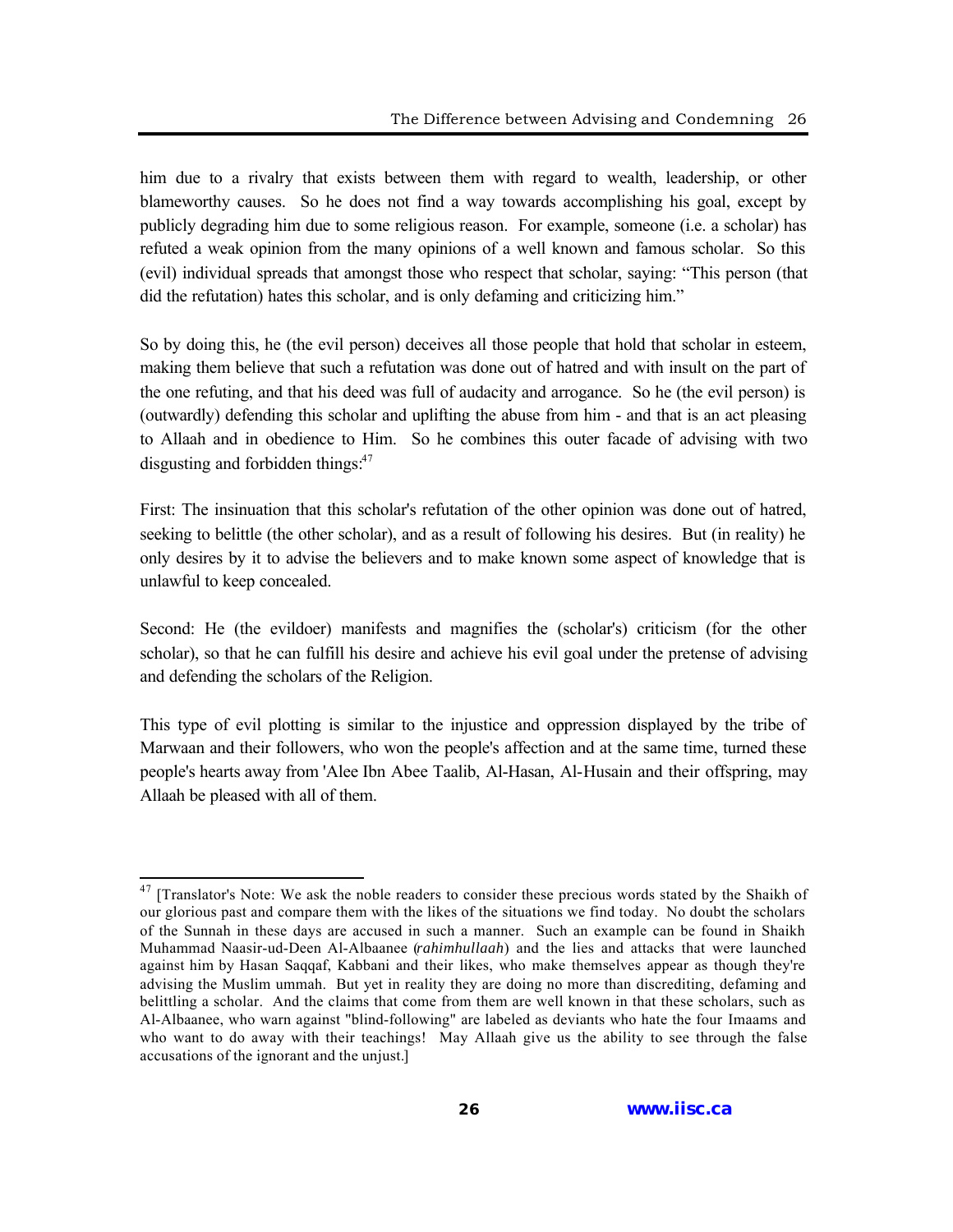him due to a rivalry that exists between them with regard to wealth, leadership, or other blameworthy causes. So he does not find a way towards accomplishing his goal, except by publicly degrading him due to some religious reason. For example, someone (i.e. a scholar) has refuted a weak opinion from the many opinions of a well known and famous scholar. So this (evil) individual spreads that amongst those who respect that scholar, saying: "This person (that did the refutation) hates this scholar, and is only defaming and criticizing him."

So by doing this, he (the evil person) deceives all those people that hold that scholar in esteem, making them believe that such a refutation was done out of hatred and with insult on the part of the one refuting, and that his deed was full of audacity and arrogance. So he (the evil person) is (outwardly) defending this scholar and uplifting the abuse from him - and that is an act pleasing to Allaah and in obedience to Him. So he combines this outer facade of advising with two disgusting and forbidden things:[47]

First: The insinuation that this scholar's refutation of the other opinion was done out of hatred, seeking to belittle (the other scholar), and as a result of following his desires. But (in reality) he only desires by it to advise the believers and to make known some aspect of knowledge that is unlawful to keep concealed.

Second: He (the evildoer) manifests and magnifies the (scholar's) criticism (for the other scholar), so that he can fulfill his desire and achieve his evil goal under the pretense of advising and defending the scholars of the Religion.

This type of evil plotting is similar to the injustice and oppression displayed by the tribe of Marwaan and their followers, who won the people's affection and at the same time, turned these people's hearts away from 'Alee Ibn Abee Taalib, Al-Hasan, Al-Husain and their offspring, may Allaah be pleased with all of them.

---

[47] [Translator's Note: We ask the noble readers to consider these precious words stated by the Shaikh of our glorious past and compare them with the likes of the situations we find today. No doubt the scholars of the Sunnah in these days are accused in such a manner. Such an example can be found in Shaikh Muhammad Naasir-ud-Deen Al-Albaanee (*rahimhullaah*) and the lies and attacks that were launched against him by Hasan Saqqaf, Kabbani and their likes, who make themselves appear as though they're advising the Muslim ummah. But yet in reality they are doing no more than discrediting, defaming and belittling a scholar. And the claims that come from them are well known in that these scholars, such as Al-Albaanee, who warn against "blind-following" are labeled as deviants who hate the four Imaams and who want to do away with their teachings! May Allaah give us the ability to see through the false accusations of the ignorant and the unjust.]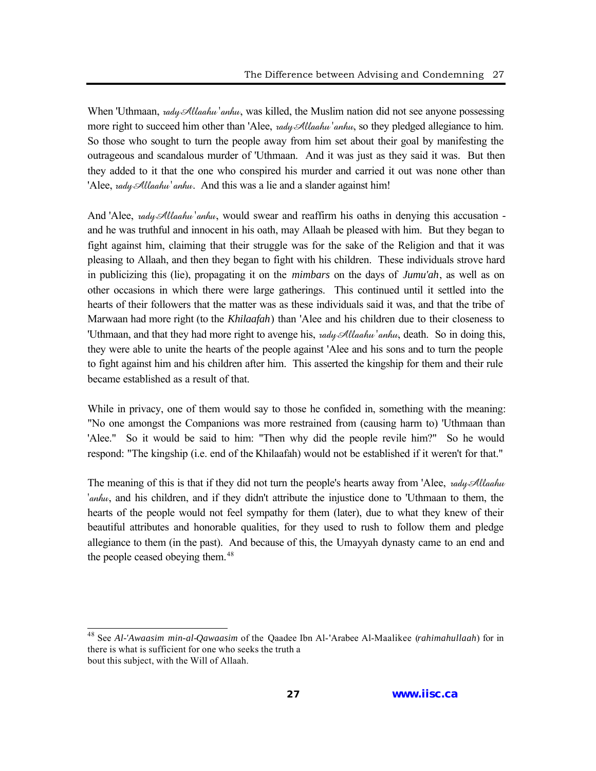When 'Uthmaan, *radyAllaahu 'anhu*, was killed, the Muslim nation did not see anyone possessing more right to succeed him other than 'Alee, *radyAllaahu 'anhu*, so they pledged allegiance to him. So those who sought to turn the people away from him set about their goal by manifesting the outrageous and scandalous murder of 'Uthmaan. And it was just as they said it was. But then they added to it that the one who conspired his murder and carried it out was none other than 'Alee, *radyAllaahu 'anhu*. And this was a lie and a slander against him!

And 'Alee, *radyAllaahu 'anhu*, would swear and reaffirm his oaths in denying this accusation - and he was truthful and innocent in his oath, may Allaah be pleased with him. But they began to fight against him, claiming that their struggle was for the sake of the Religion and that it was pleasing to Allaah, and then they began to fight with his children. These individuals strove hard in publicizing this (lie), propagating it on the *mimbars* on the days of *Jumu'ah*, as well as on other occasions in which there were large gatherings. This continued until it settled into the hearts of their followers that the matter was as these individuals said it was, and that the tribe of Marwaan had more right (to the *Khilaafah*) than 'Alee and his children due to their closeness to 'Uthmaan, and that they had more right to avenge his, *radyAllaahu 'anhu*, death. So in doing this, they were able to unite the hearts of the people against 'Alee and his sons and to turn the people to fight against him and his children after him. This asserted the kingship for them and their rule became established as a result of that.

While in privacy, one of them would say to those he confided in, something with the meaning: "No one amongst the Companions was more restrained from (causing harm to) 'Uthmaan than 'Alee." So it would be said to him: "Then why did the people revile him?" So he would respond: "The kingship (i.e. end of the Khilaafah) would not be established if it weren't for that."

The meaning of this is that if they did not turn the people's hearts away from 'Alee, *radyAllaahu 'anhu*, and his children, and if they didn't attribute the injustice done to 'Uthmaan to them, the hearts of the people would not feel sympathy for them (later), due to what they knew of their beautiful attributes and honorable qualities, for they used to rush to follow them and pledge allegiance to them (in the past). And because of this, the Umayyah dynasty came to an end and the people ceased obeying them.[48]

---

[48] See *Al-'Awaasim min-al-Qawaasim* of the Qaadee Ibn Al-'Arabee Al-Maalikee (*rahimahullaah*) for in there is what is sufficient for one who seeks the truth about this subject, with the Will of Allaah.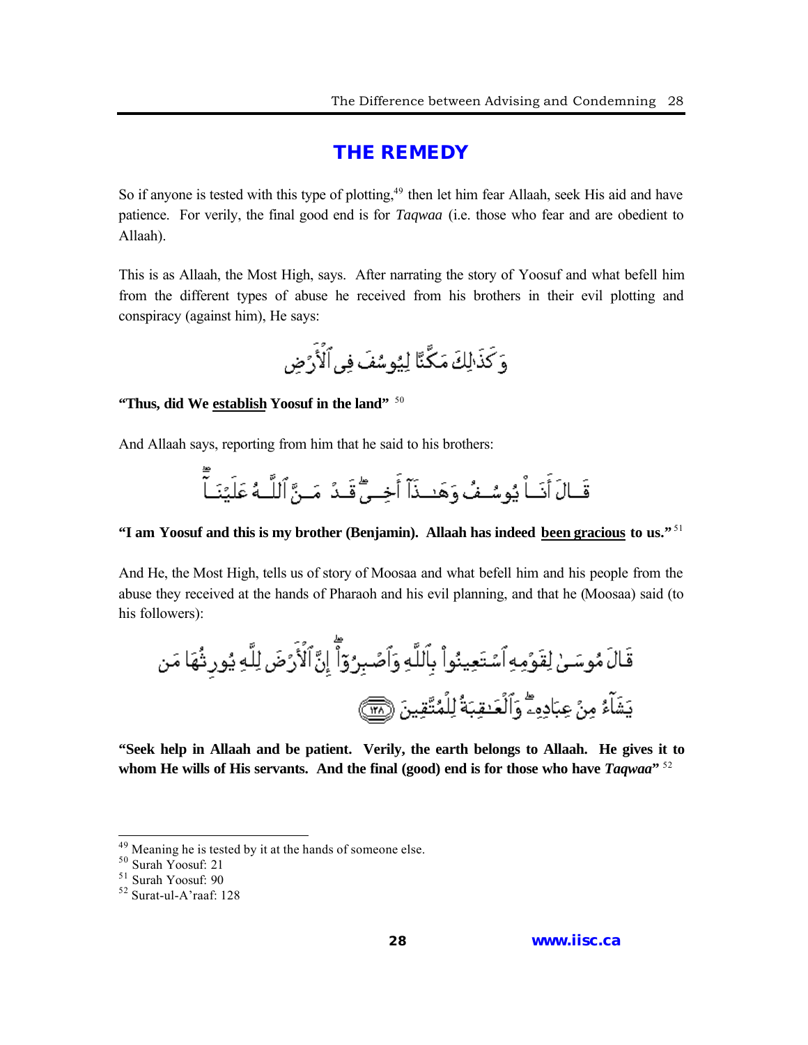## THE REMEDY

So if anyone is tested with this type of plotting,[49] then let him fear Allaah, seek His aid and have patience. For verily, the final good end is for *Taqwaa* (i.e. those who fear and are obedient to Allaah).

This is as Allaah, the Most High, says. After narrating the story of Yoosuf and what befell him from the different types of abuse he received from his brothers in their evil plotting and conspiracy (against him), He says:

وَكَذَٰلِكَ مَكَّنَّا لِيُوسُفَ فِي ٱلْأَرْضِ

**"Thus, did We establish Yoosuf in the land"** [50]

And Allaah says, reporting from him that he said to his brothers:

قَالَ أَنَا۠ يُوسُفُ وَهَٰذَآ أَخِى ۖ قَدْ مَنَّ ٱللَّهُ عَلَيْنَآ ۖ

**"I am Yoosuf and this is my brother (Benjamin). Allaah has indeed been gracious to us."** [51]

And He, the Most High, tells us of story of Moosaa and what befell him and his people from the abuse they received at the hands of Pharaoh and his evil planning, and that he (Moosaa) said (to his followers):

قَالَ مُوسَىٰ لِقَوْمِهِ ٱسْتَعِينُوا۟ بِٱللَّهِ وَٱصْبِرُوٓا۟ ۖ إِنَّ ٱلْأَرْضَ لِلَّهِ يُورِثُهَا مَن يَشَآءُ مِنْ عِبَادِهِۦ ۖ وَٱلْعَٰقِبَةُ لِلْمُتَّقِينَ ﴿١٢٨﴾

**"Seek help in Allaah and be patient. Verily, the earth belongs to Allaah. He gives it to whom He wills of His servants. And the final (good) end is for those who have *Taqwaa*"** [52]

---

[49] Meaning he is tested by it at the hands of someone else.
[50] Surah Yoosuf: 21
[51] Surah Yoosuf: 90
[52] Surat-ul-A'raaf: 128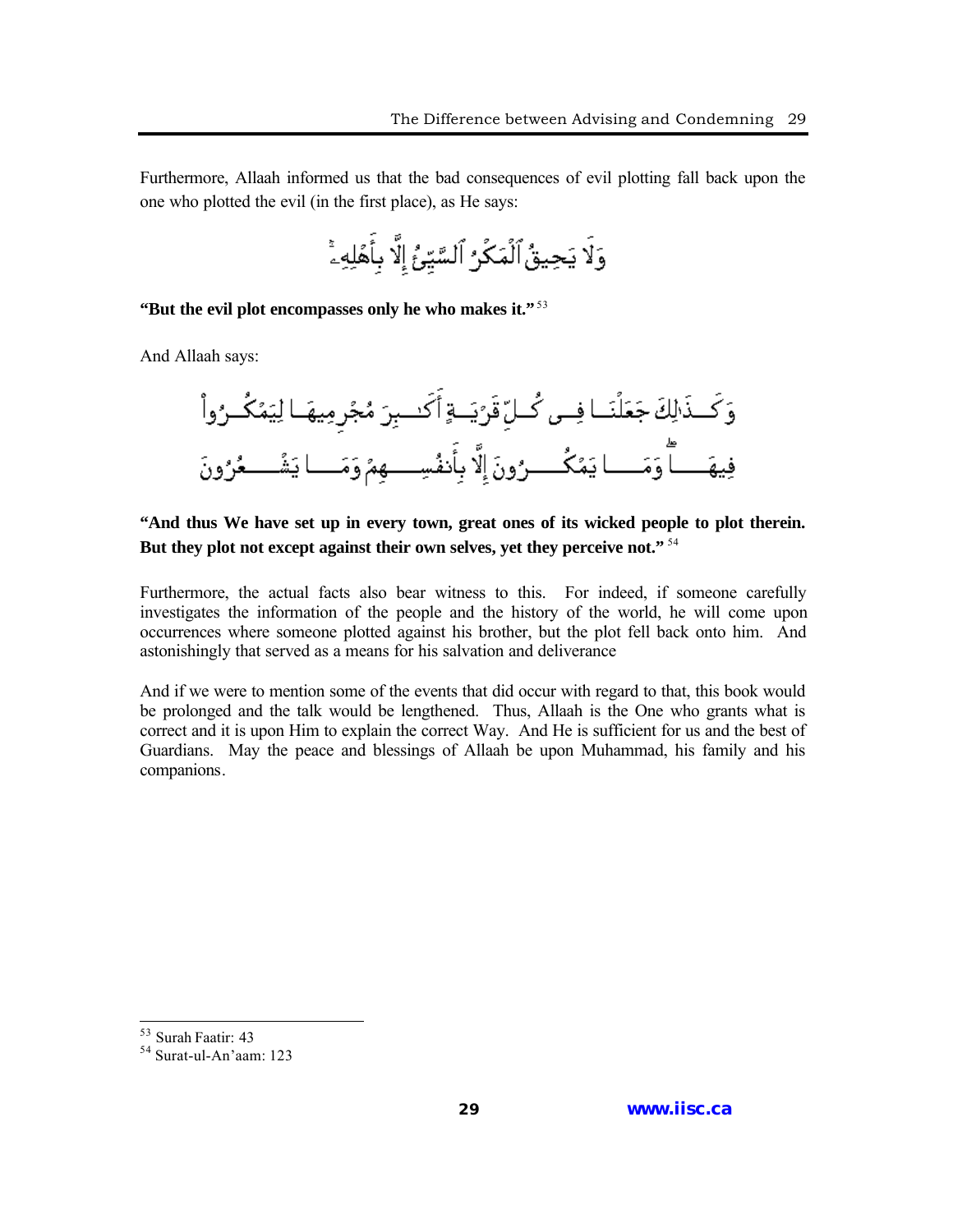Furthermore, Allaah informed us that the bad consequences of evil plotting fall back upon the one who plotted the evil (in the first place), as He says:

وَلَا يَحِيقُ ٱلْمَكْرُ ٱلسَّيِّئُ إِلَّا بِأَهْلِهِۦ

**"But the evil plot encompasses only he who makes it."** [53]

And Allaah says:

وَكَذَٰلِكَ جَعَلْنَا فِى كُلِّ قَرْيَةٍ أَكَٰبِرَ مُجْرِمِيهَا لِيَمْكُرُوا۟ فِيهَا ۖ وَمَا يَمْكُرُونَ إِلَّا بِأَنفُسِهِمْ وَمَا يَشْعُرُونَ

**"And thus We have set up in every town, great ones of its wicked people to plot therein. But they plot not except against their own selves, yet they perceive not."** [54]

Furthermore, the actual facts also bear witness to this. For indeed, if someone carefully investigates the information of the people and the history of the world, he will come upon occurrences where someone plotted against his brother, but the plot fell back onto him. And astonishingly that served as a means for his salvation and deliverance

And if we were to mention some of the events that did occur with regard to that, this book would be prolonged and the talk would be lengthened. Thus, Allaah is the One who grants what is correct and it is upon Him to explain the correct Way. And He is sufficient for us and the best of Guardians. May the peace and blessings of Allaah be upon Muhammad, his family and his companions.

[53] Surah Faatir: 43

[54] Surat-ul-An'aam: 123